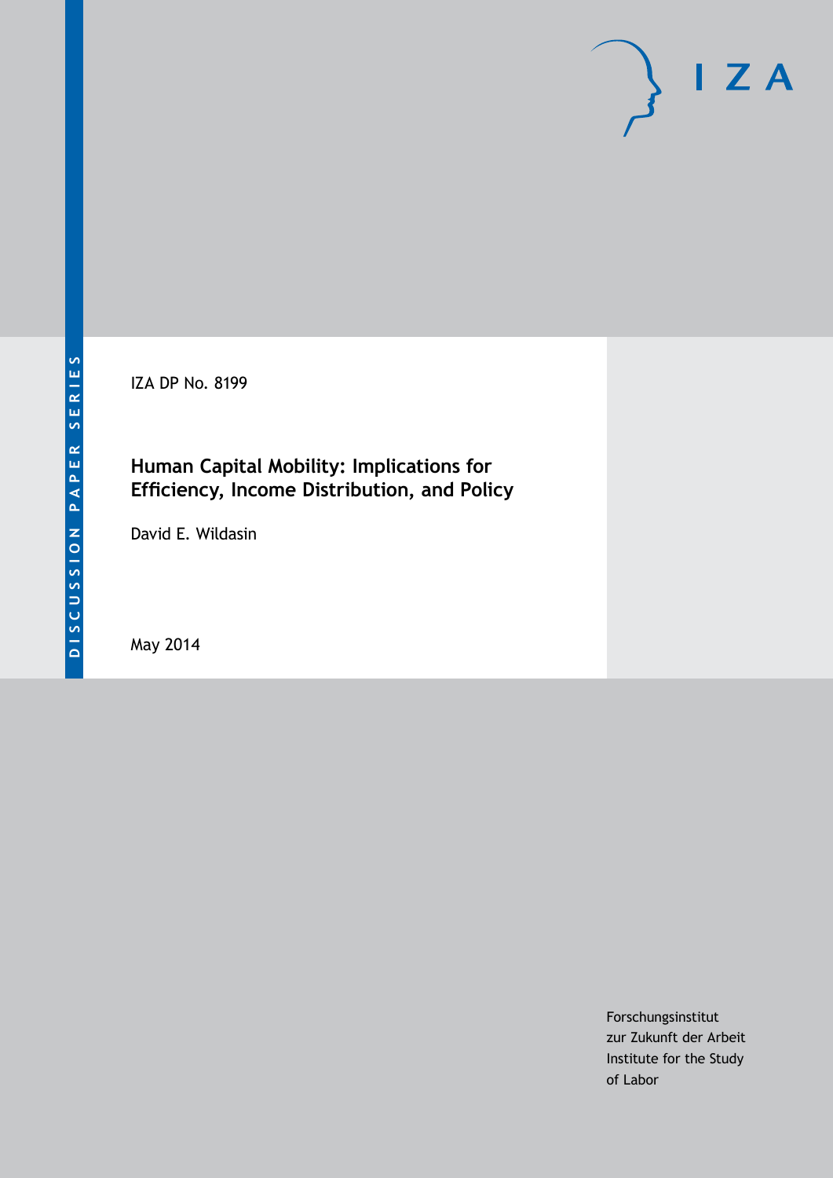DISCUSSION PAPER SERIES

IZA DP No. 8199

# Human Capital Mobility: Implications for Efficiency, Income Distribution, and Policy

David E. Wildasin

May 2014

Forschungsinstitut
zur Zukunft der Arbeit
Institute for the Study
of Labor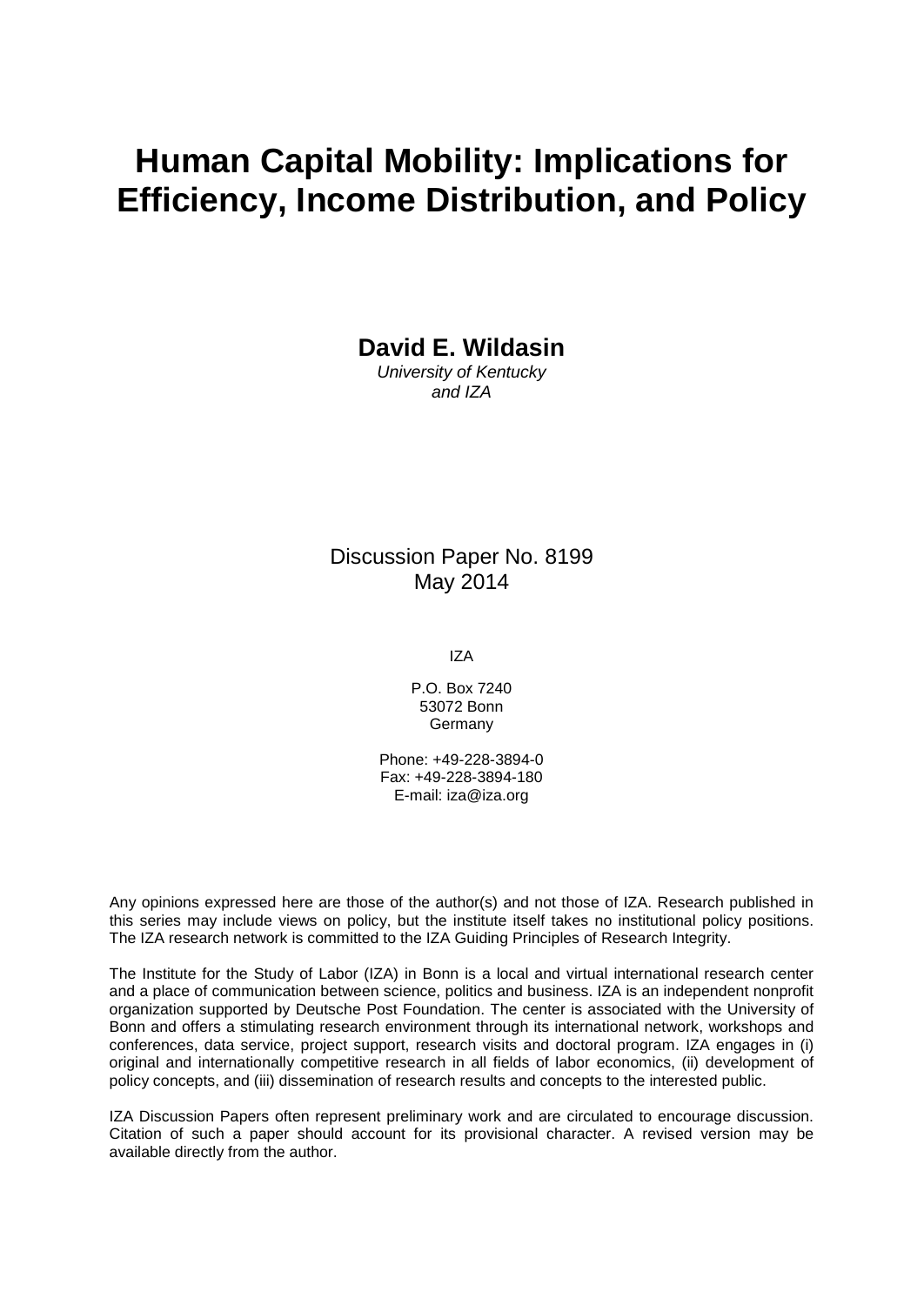# Human Capital Mobility: Implications for Efficiency, Income Distribution, and Policy

**David E. Wildasin**

*University of Kentucky and IZA*

Discussion Paper No. 8199
May 2014

IZA

P.O. Box 7240
53072 Bonn
Germany

Phone: +49-228-3894-0
Fax: +49-228-3894-180
E-mail: iza@iza.org

Any opinions expressed here are those of the author(s) and not those of IZA. Research published in this series may include views on policy, but the institute itself takes no institutional policy positions. The IZA research network is committed to the IZA Guiding Principles of Research Integrity.

The Institute for the Study of Labor (IZA) in Bonn is a local and virtual international research center and a place of communication between science, politics and business. IZA is an independent nonprofit organization supported by Deutsche Post Foundation. The center is associated with the University of Bonn and offers a stimulating research environment through its international network, workshops and conferences, data service, project support, research visits and doctoral program. IZA engages in (i) original and internationally competitive research in all fields of labor economics, (ii) development of policy concepts, and (iii) dissemination of research results and concepts to the interested public.

IZA Discussion Papers often represent preliminary work and are circulated to encourage discussion. Citation of such a paper should account for its provisional character. A revised version may be available directly from the author.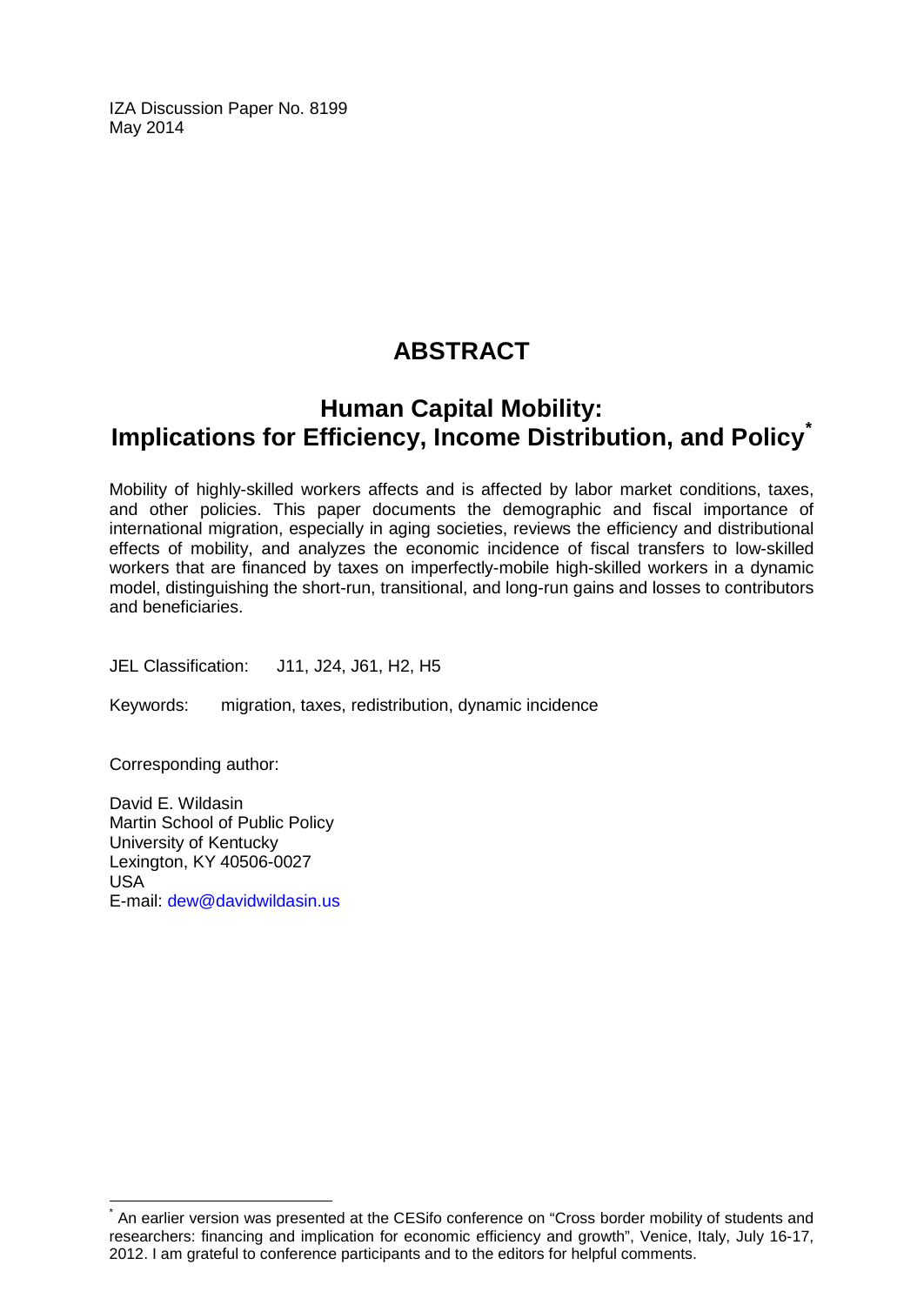IZA Discussion Paper No. 8199
May 2014

# ABSTRACT

## Human Capital Mobility: Implications for Efficiency, Income Distribution, and Policy[*]

Mobility of highly-skilled workers affects and is affected by labor market conditions, taxes, and other policies. This paper documents the demographic and fiscal importance of international migration, especially in aging societies, reviews the efficiency and distributional effects of mobility, and analyzes the economic incidence of fiscal transfers to low-skilled workers that are financed by taxes on imperfectly-mobile high-skilled workers in a dynamic model, distinguishing the short-run, transitional, and long-run gains and losses to contributors and beneficiaries.

JEL Classification: J11, J24, J61, H2, H5

Keywords: migration, taxes, redistribution, dynamic incidence

Corresponding author:

David E. Wildasin
Martin School of Public Policy
University of Kentucky
Lexington, KY 40506-0027
USA
E-mail: dew@davidwildasin.us

[*] An earlier version was presented at the CESifo conference on "Cross border mobility of students and researchers: financing and implication for economic efficiency and growth", Venice, Italy, July 16-17, 2012. I am grateful to conference participants and to the editors for helpful comments.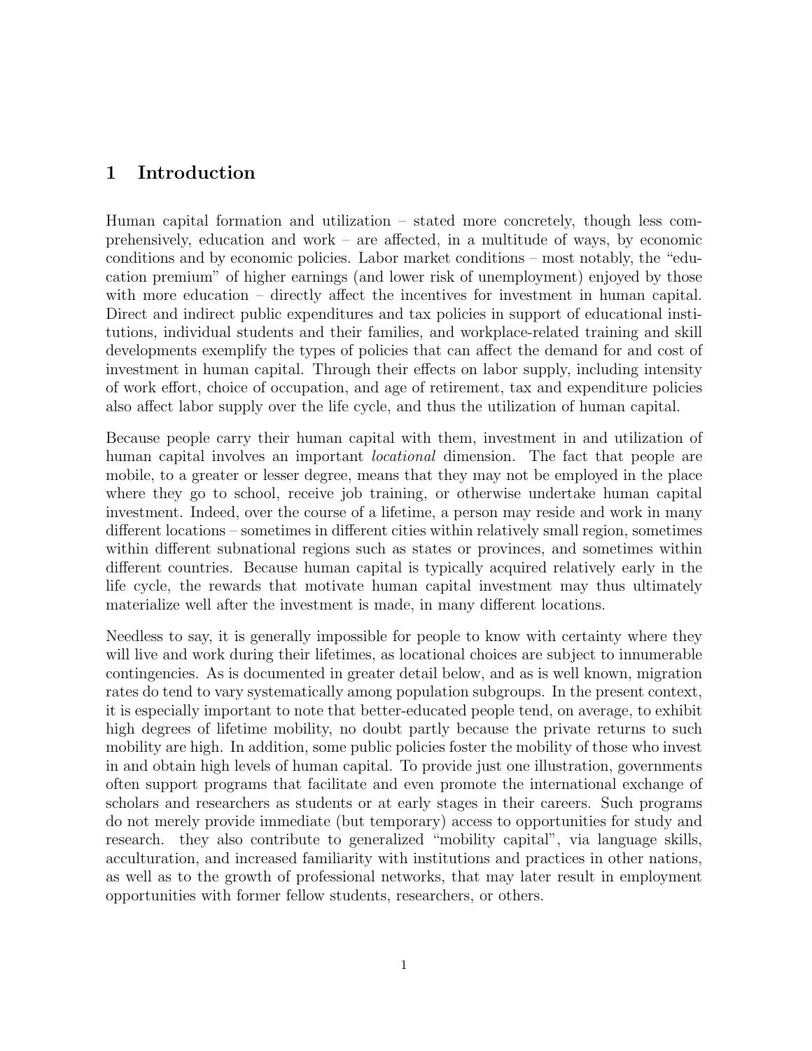# 1 Introduction

Human capital formation and utilization – stated more concretely, though less comprehensively, education and work – are affected, in a multitude of ways, by economic conditions and by economic policies. Labor market conditions – most notably, the "education premium" of higher earnings (and lower risk of unemployment) enjoyed by those with more education – directly affect the incentives for investment in human capital. Direct and indirect public expenditures and tax policies in support of educational institutions, individual students and their families, and workplace-related training and skill developments exemplify the types of policies that can affect the demand for and cost of investment in human capital. Through their effects on labor supply, including intensity of work effort, choice of occupation, and age of retirement, tax and expenditure policies also affect labor supply over the life cycle, and thus the utilization of human capital.

Because people carry their human capital with them, investment in and utilization of human capital involves an important *locational* dimension. The fact that people are mobile, to a greater or lesser degree, means that they may not be employed in the place where they go to school, receive job training, or otherwise undertake human capital investment. Indeed, over the course of a lifetime, a person may reside and work in many different locations – sometimes in different cities within relatively small region, sometimes within different subnational regions such as states or provinces, and sometimes within different countries. Because human capital is typically acquired relatively early in the life cycle, the rewards that motivate human capital investment may thus ultimately materialize well after the investment is made, in many different locations.

Needless to say, it is generally impossible for people to know with certainty where they will live and work during their lifetimes, as locational choices are subject to innumerable contingencies. As is documented in greater detail below, and as is well known, migration rates do tend to vary systematically among population subgroups. In the present context, it is especially important to note that better-educated people tend, on average, to exhibit high degrees of lifetime mobility, no doubt partly because the private returns to such mobility are high. In addition, some public policies foster the mobility of those who invest in and obtain high levels of human capital. To provide just one illustration, governments often support programs that facilitate and even promote the international exchange of scholars and researchers as students or at early stages in their careers. Such programs do not merely provide immediate (but temporary) access to opportunities for study and research. they also contribute to generalized "mobility capital", via language skills, acculturation, and increased familiarity with institutions and practices in other nations, as well as to the growth of professional networks, that may later result in employment opportunities with former fellow students, researchers, or others.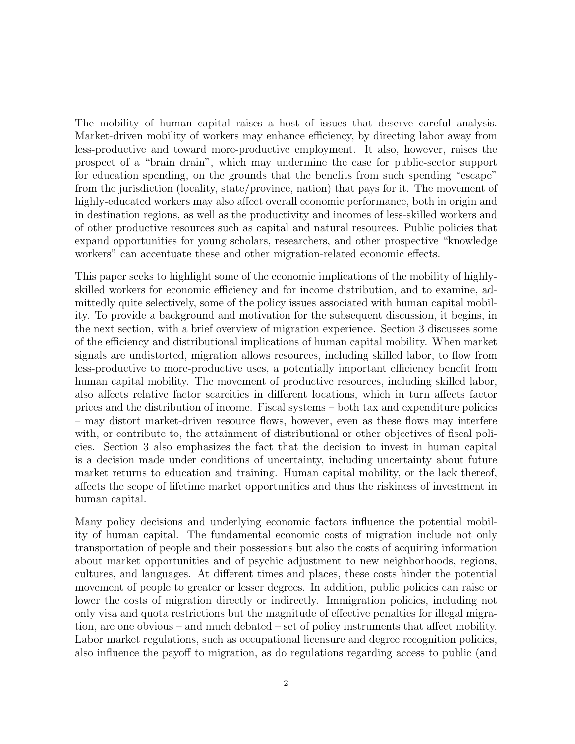The mobility of human capital raises a host of issues that deserve careful analysis. Market-driven mobility of workers may enhance efficiency, by directing labor away from less-productive and toward more-productive employment. It also, however, raises the prospect of a "brain drain", which may undermine the case for public-sector support for education spending, on the grounds that the benefits from such spending "escape" from the jurisdiction (locality, state/province, nation) that pays for it. The movement of highly-educated workers may also affect overall economic performance, both in origin and in destination regions, as well as the productivity and incomes of less-skilled workers and of other productive resources such as capital and natural resources. Public policies that expand opportunities for young scholars, researchers, and other prospective "knowledge workers" can accentuate these and other migration-related economic effects.

This paper seeks to highlight some of the economic implications of the mobility of highly-skilled workers for economic efficiency and for income distribution, and to examine, admittedly quite selectively, some of the policy issues associated with human capital mobility. To provide a background and motivation for the subsequent discussion, it begins, in the next section, with a brief overview of migration experience. Section 3 discusses some of the efficiency and distributional implications of human capital mobility. When market signals are undistorted, migration allows resources, including skilled labor, to flow from less-productive to more-productive uses, a potentially important efficiency benefit from human capital mobility. The movement of productive resources, including skilled labor, also affects relative factor scarcities in different locations, which in turn affects factor prices and the distribution of income. Fiscal systems – both tax and expenditure policies – may distort market-driven resource flows, however, even as these flows may interfere with, or contribute to, the attainment of distributional or other objectives of fiscal policies. Section 3 also emphasizes the fact that the decision to invest in human capital is a decision made under conditions of uncertainty, including uncertainty about future market returns to education and training. Human capital mobility, or the lack thereof, affects the scope of lifetime market opportunities and thus the riskiness of investment in human capital.

Many policy decisions and underlying economic factors influence the potential mobility of human capital. The fundamental economic costs of migration include not only transportation of people and their possessions but also the costs of acquiring information about market opportunities and of psychic adjustment to new neighborhoods, regions, cultures, and languages. At different times and places, these costs hinder the potential movement of people to greater or lesser degrees. In addition, public policies can raise or lower the costs of migration directly or indirectly. Immigration policies, including not only visa and quota restrictions but the magnitude of effective penalties for illegal migration, are one obvious – and much debated – set of policy instruments that affect mobility. Labor market regulations, such as occupational licensure and degree recognition policies, also influence the payoff to migration, as do regulations regarding access to public (and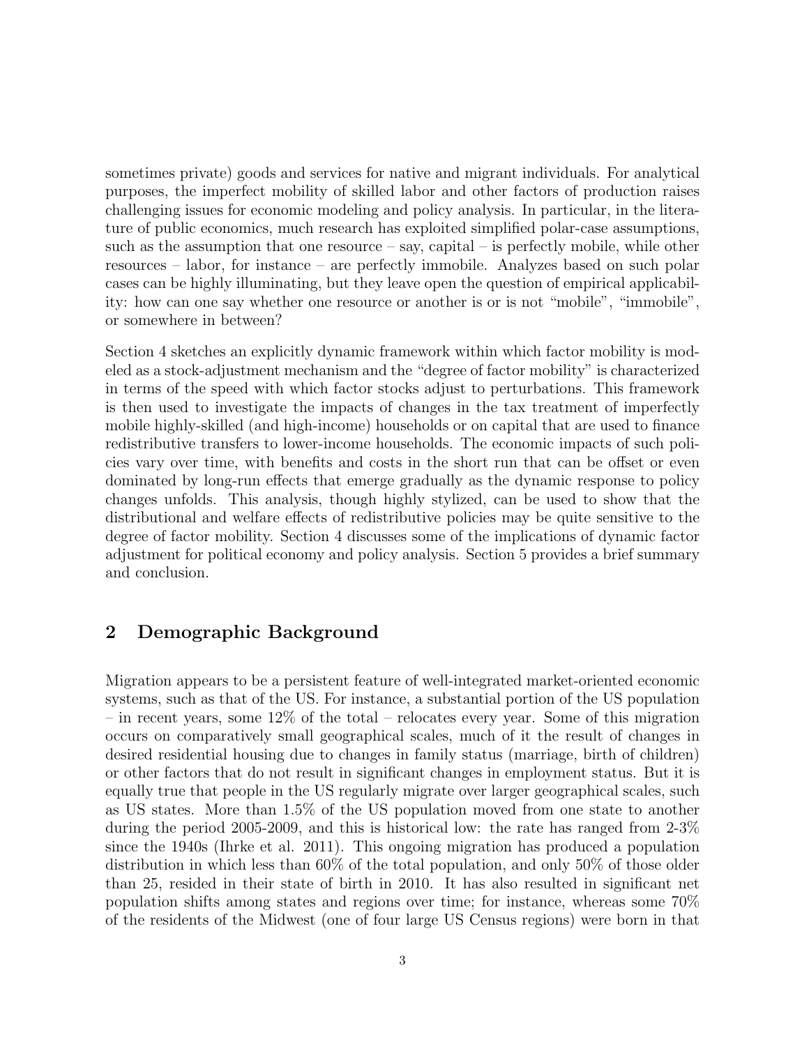sometimes private) goods and services for native and migrant individuals. For analytical purposes, the imperfect mobility of skilled labor and other factors of production raises challenging issues for economic modeling and policy analysis. In particular, in the literature of public economics, much research has exploited simplified polar-case assumptions, such as the assumption that one resource – say, capital – is perfectly mobile, while other resources – labor, for instance – are perfectly immobile. Analyzes based on such polar cases can be highly illuminating, but they leave open the question of empirical applicability: how can one say whether one resource or another is or is not "mobile", "immobile", or somewhere in between?

Section 4 sketches an explicitly dynamic framework within which factor mobility is modeled as a stock-adjustment mechanism and the "degree of factor mobility" is characterized in terms of the speed with which factor stocks adjust to perturbations. This framework is then used to investigate the impacts of changes in the tax treatment of imperfectly mobile highly-skilled (and high-income) households or on capital that are used to finance redistributive transfers to lower-income households. The economic impacts of such policies vary over time, with benefits and costs in the short run that can be offset or even dominated by long-run effects that emerge gradually as the dynamic response to policy changes unfolds. This analysis, though highly stylized, can be used to show that the distributional and welfare effects of redistributive policies may be quite sensitive to the degree of factor mobility. Section 4 discusses some of the implications of dynamic factor adjustment for political economy and policy analysis. Section 5 provides a brief summary and conclusion.

## 2 Demographic Background

Migration appears to be a persistent feature of well-integrated market-oriented economic systems, such as that of the US. For instance, a substantial portion of the US population – in recent years, some 12% of the total – relocates every year. Some of this migration occurs on comparatively small geographical scales, much of it the result of changes in desired residential housing due to changes in family status (marriage, birth of children) or other factors that do not result in significant changes in employment status. But it is equally true that people in the US regularly migrate over larger geographical scales, such as US states. More than 1.5% of the US population moved from one state to another during the period 2005-2009, and this is historical low: the rate has ranged from 2-3% since the 1940s (Ihrke et al. 2011). This ongoing migration has produced a population distribution in which less than 60% of the total population, and only 50% of those older than 25, resided in their state of birth in 2010. It has also resulted in significant net population shifts among states and regions over time; for instance, whereas some 70% of the residents of the Midwest (one of four large US Census regions) were born in that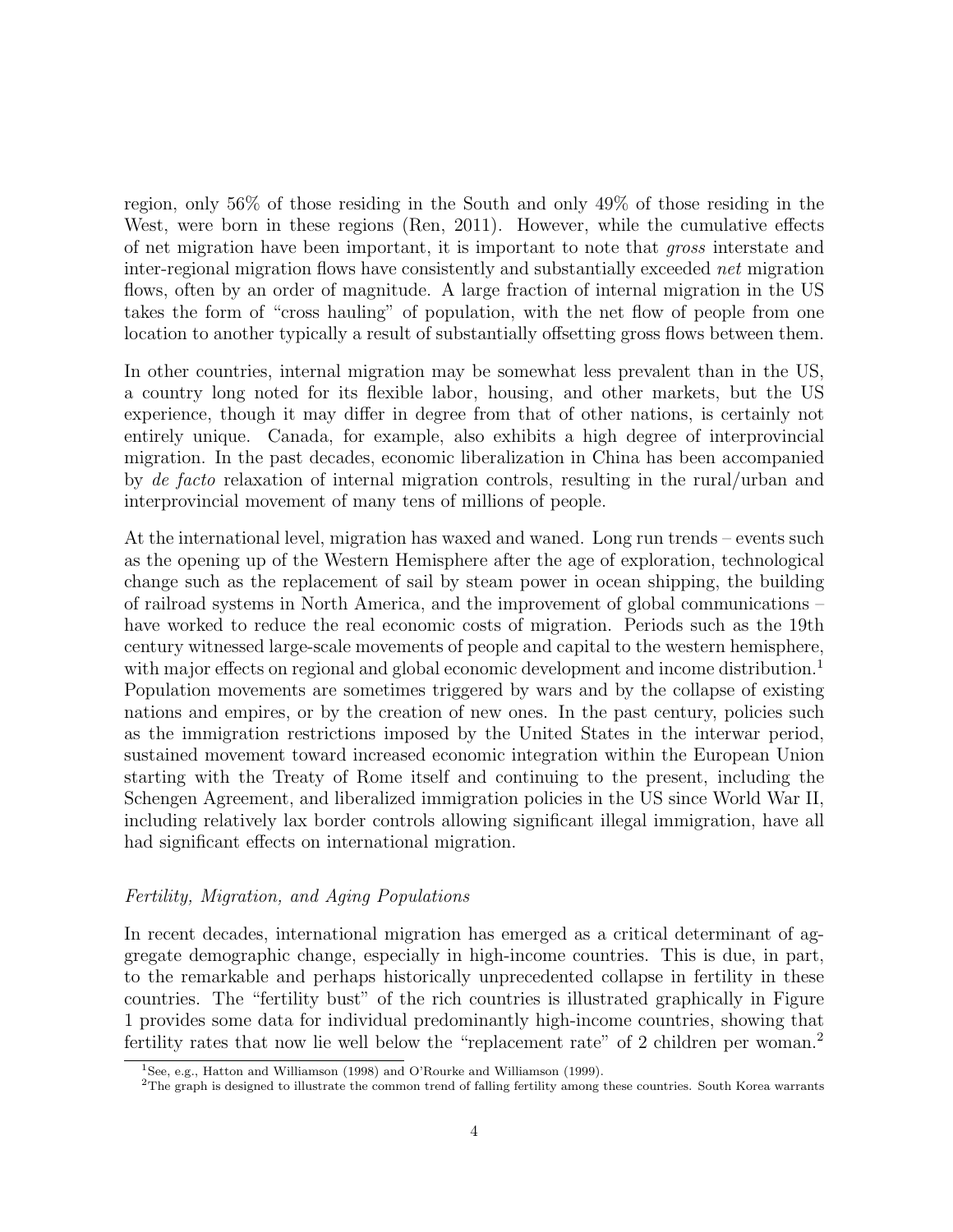region, only 56% of those residing in the South and only 49% of those residing in the West, were born in these regions (Ren, 2011). However, while the cumulative effects of net migration have been important, it is important to note that *gross* interstate and inter-regional migration flows have consistently and substantially exceeded *net* migration flows, often by an order of magnitude. A large fraction of internal migration in the US takes the form of "cross hauling" of population, with the net flow of people from one location to another typically a result of substantially offsetting gross flows between them.

In other countries, internal migration may be somewhat less prevalent than in the US, a country long noted for its flexible labor, housing, and other markets, but the US experience, though it may differ in degree from that of other nations, is certainly not entirely unique. Canada, for example, also exhibits a high degree of interprovincial migration. In the past decades, economic liberalization in China has been accompanied by *de facto* relaxation of internal migration controls, resulting in the rural/urban and interprovincial movement of many tens of millions of people.

At the international level, migration has waxed and waned. Long run trends – events such as the opening up of the Western Hemisphere after the age of exploration, technological change such as the replacement of sail by steam power in ocean shipping, the building of railroad systems in North America, and the improvement of global communications – have worked to reduce the real economic costs of migration. Periods such as the 19th century witnessed large-scale movements of people and capital to the western hemisphere, with major effects on regional and global economic development and income distribution.[1] Population movements are sometimes triggered by wars and by the collapse of existing nations and empires, or by the creation of new ones. In the past century, policies such as the immigration restrictions imposed by the United States in the interwar period, sustained movement toward increased economic integration within the European Union starting with the Treaty of Rome itself and continuing to the present, including the Schengen Agreement, and liberalized immigration policies in the US since World War II, including relatively lax border controls allowing significant illegal immigration, have all had significant effects on international migration.

*Fertility, Migration, and Aging Populations*

In recent decades, international migration has emerged as a critical determinant of aggregate demographic change, especially in high-income countries. This is due, in part, to the remarkable and perhaps historically unprecedented collapse in fertility in these countries. The "fertility bust" of the rich countries is illustrated graphically in Figure 1 provides some data for individual predominantly high-income countries, showing that fertility rates that now lie well below the "replacement rate" of 2 children per woman.[2]

[1] See, e.g., Hatton and Williamson (1998) and O'Rourke and Williamson (1999).

[2] The graph is designed to illustrate the common trend of falling fertility among these countries. South Korea warrants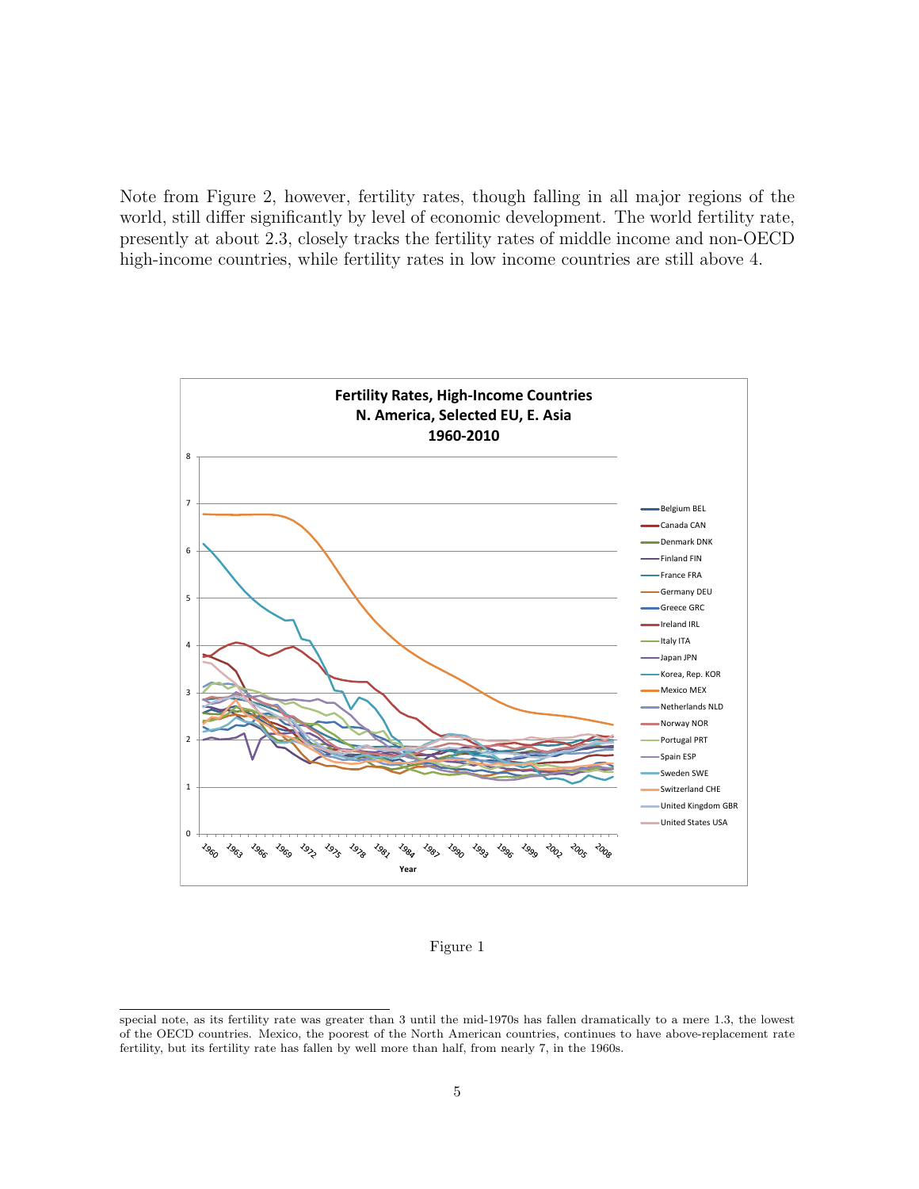Note from Figure 2, however, fertility rates, though falling in all major regions of the world, still differ significantly by level of economic development. The world fertility rate, presently at about 2.3, closely tracks the fertility rates of middle income and non-OECD high-income countries, while fertility rates in low income countries are still above 4.

Figure 1

special note, as its fertility rate was greater than 3 until the mid-1970s has fallen dramatically to a mere 1.3, the lowest of the OECD countries. Mexico, the poorest of the North American countries, continues to have above-replacement rate fertility, but its fertility rate has fallen by well more than half, from nearly 7, in the 1960s.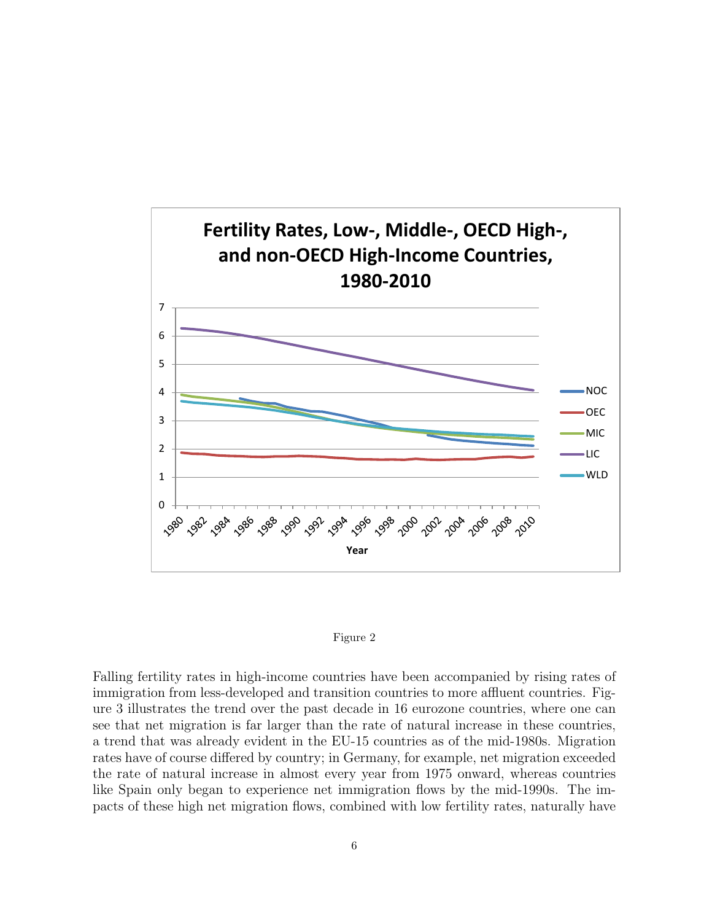Figure 2

Falling fertility rates in high-income countries have been accompanied by rising rates of immigration from less-developed and transition countries to more affluent countries. Figure 3 illustrates the trend over the past decade in 16 eurozone countries, where one can see that net migration is far larger than the rate of natural increase in these countries, a trend that was already evident in the EU-15 countries as of the mid-1980s. Migration rates have of course differed by country; in Germany, for example, net migration exceeded the rate of natural increase in almost every year from 1975 onward, whereas countries like Spain only began to experience net immigration flows by the mid-1990s. The impacts of these high net migration flows, combined with low fertility rates, naturally have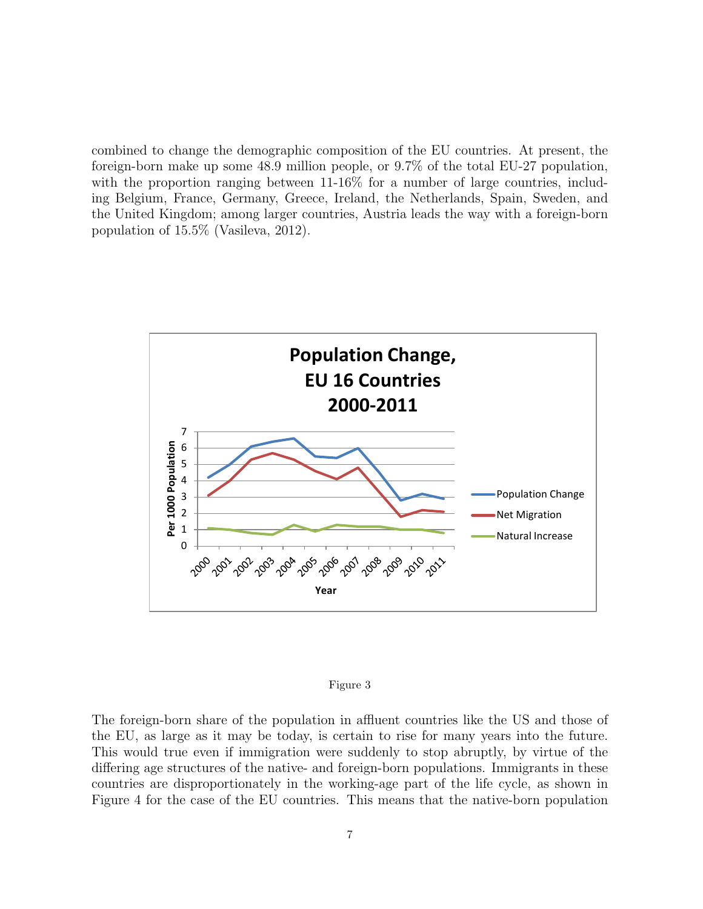combined to change the demographic composition of the EU countries. At present, the foreign-born make up some 48.9 million people, or 9.7% of the total EU-27 population, with the proportion ranging between 11-16% for a number of large countries, including Belgium, France, Germany, Greece, Ireland, the Netherlands, Spain, Sweden, and the United Kingdom; among larger countries, Austria leads the way with a foreign-born population of 15.5% (Vasileva, 2012).

Figure 3

The foreign-born share of the population in affluent countries like the US and those of the EU, as large as it may be today, is certain to rise for many years into the future. This would true even if immigration were suddenly to stop abruptly, by virtue of the differing age structures of the native- and foreign-born populations. Immigrants in these countries are disproportionately in the working-age part of the life cycle, as shown in Figure 4 for the case of the EU countries. This means that the native-born population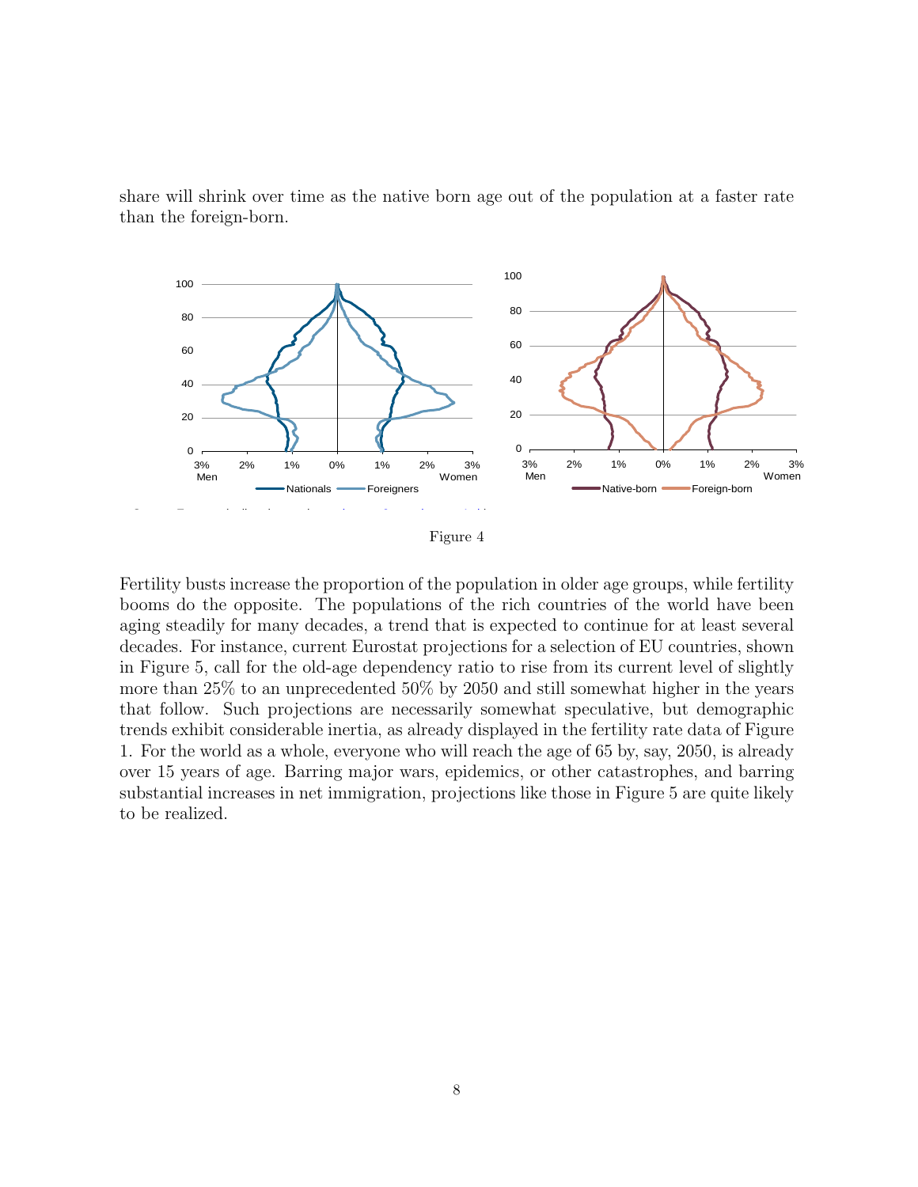share will shrink over time as the native born age out of the population at a faster rate than the foreign-born.

Figure 4

Fertility busts increase the proportion of the population in older age groups, while fertility booms do the opposite. The populations of the rich countries of the world have been aging steadily for many decades, a trend that is expected to continue for at least several decades. For instance, current Eurostat projections for a selection of EU countries, shown in Figure 5, call for the old-age dependency ratio to rise from its current level of slightly more than 25% to an unprecedented 50% by 2050 and still somewhat higher in the years that follow. Such projections are necessarily somewhat speculative, but demographic trends exhibit considerable inertia, as already displayed in the fertility rate data of Figure 1. For the world as a whole, everyone who will reach the age of 65 by, say, 2050, is already over 15 years of age. Barring major wars, epidemics, or other catastrophes, and barring substantial increases in net immigration, projections like those in Figure 5 are quite likely to be realized.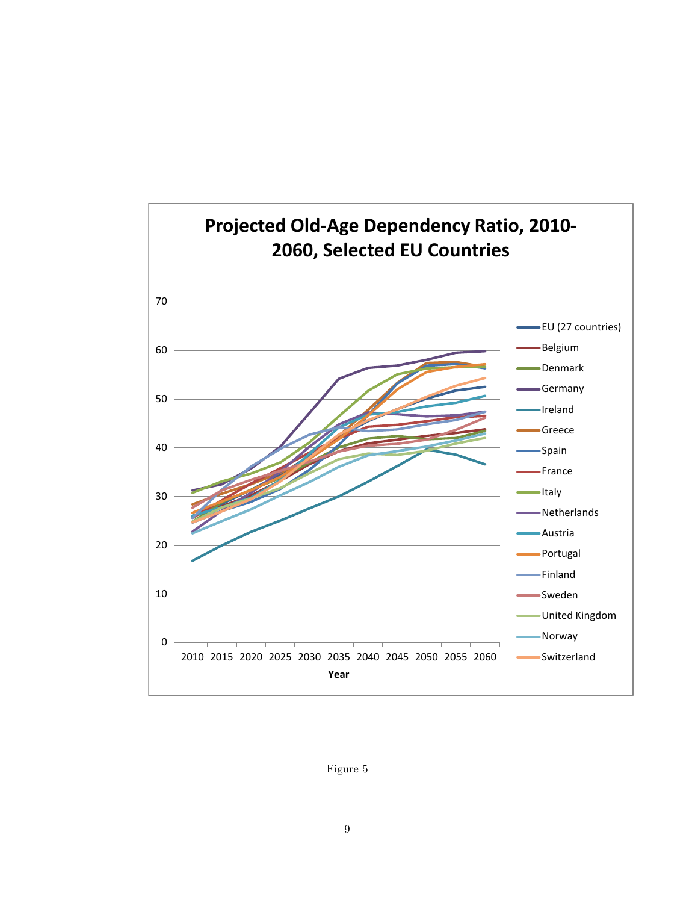Figure 5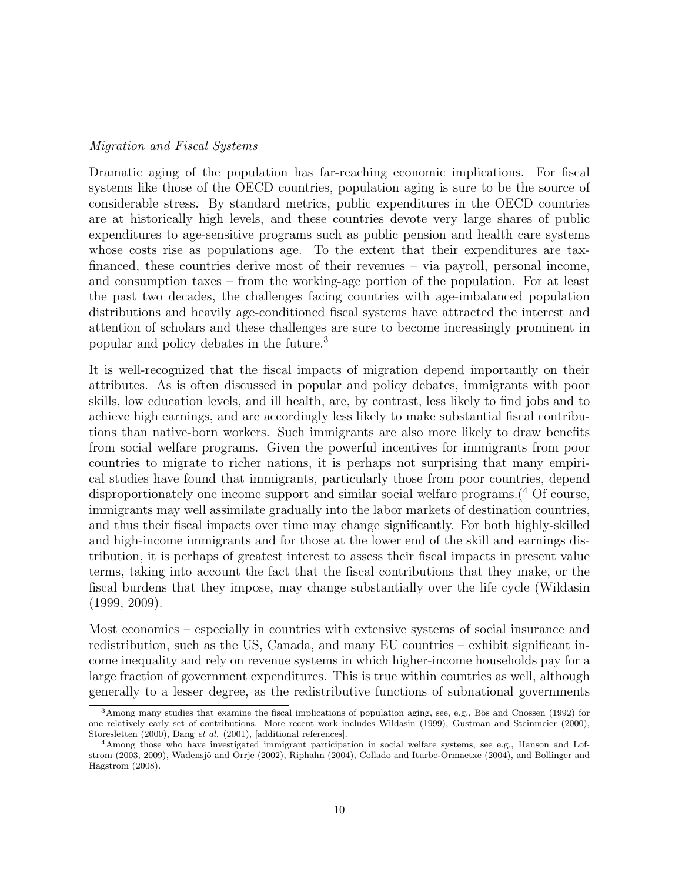*Migration and Fiscal Systems*

Dramatic aging of the population has far-reaching economic implications. For fiscal systems like those of the OECD countries, population aging is sure to be the source of considerable stress. By standard metrics, public expenditures in the OECD countries are at historically high levels, and these countries devote very large shares of public expenditures to age-sensitive programs such as public pension and health care systems whose costs rise as populations age. To the extent that their expenditures are tax-financed, these countries derive most of their revenues – via payroll, personal income, and consumption taxes – from the working-age portion of the population. For at least the past two decades, the challenges facing countries with age-imbalanced population distributions and heavily age-conditioned fiscal systems have attracted the interest and attention of scholars and these challenges are sure to become increasingly prominent in popular and policy debates in the future.[3]

It is well-recognized that the fiscal impacts of migration depend importantly on their attributes. As is often discussed in popular and policy debates, immigrants with poor skills, low education levels, and ill health, are, by contrast, less likely to find jobs and to achieve high earnings, and are accordingly less likely to make substantial fiscal contributions than native-born workers. Such immigrants are also more likely to draw benefits from social welfare programs. Given the powerful incentives for immigrants from poor countries to migrate to richer nations, it is perhaps not surprising that many empirical studies have found that immigrants, particularly those from poor countries, depend disproportionately one income support and similar social welfare programs.([4] Of course, immigrants may well assimilate gradually into the labor markets of destination countries, and thus their fiscal impacts over time may change significantly. For both highly-skilled and high-income immigrants and for those at the lower end of the skill and earnings distribution, it is perhaps of greatest interest to assess their fiscal impacts in present value terms, taking into account the fact that the fiscal contributions that they make, or the fiscal burdens that they impose, may change substantially over the life cycle (Wildasin (1999, 2009).

Most economies – especially in countries with extensive systems of social insurance and redistribution, such as the US, Canada, and many EU countries – exhibit significant income inequality and rely on revenue systems in which higher-income households pay for a large fraction of government expenditures. This is true within countries as well, although generally to a lesser degree, as the redistributive functions of subnational governments

[3] Among many studies that examine the fiscal implications of population aging, see, e.g., Bös and Cnossen (1992) for one relatively early set of contributions. More recent work includes Wildasin (1999), Gustman and Steinmeier (2000), Storesletten (2000), Dang *et al.* (2001), [additional references].

[4] Among those who have investigated immigrant participation in social welfare systems, see e.g., Hanson and Lofstrom (2003, 2009), Wadensjö and Orrje (2002), Riphahn (2004), Collado and Iturbe-Ormaetxe (2004), and Bollinger and Hagstrom (2008).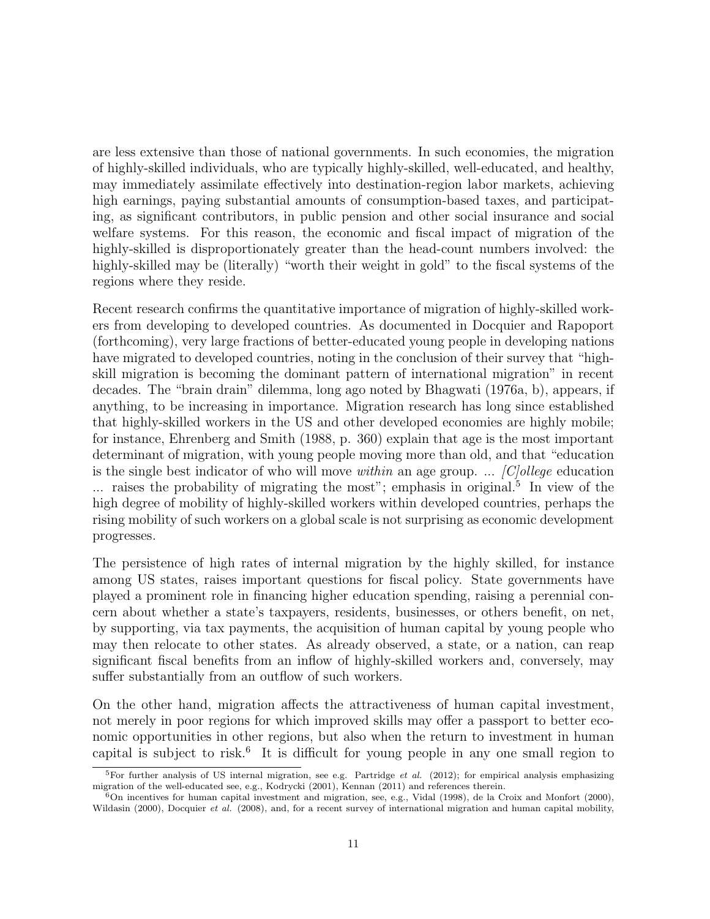are less extensive than those of national governments. In such economies, the migration of highly-skilled individuals, who are typically highly-skilled, well-educated, and healthy, may immediately assimilate effectively into destination-region labor markets, achieving high earnings, paying substantial amounts of consumption-based taxes, and participating, as significant contributors, in public pension and other social insurance and social welfare systems. For this reason, the economic and fiscal impact of migration of the highly-skilled is disproportionately greater than the head-count numbers involved: the highly-skilled may be (literally) "worth their weight in gold" to the fiscal systems of the regions where they reside.

Recent research confirms the quantitative importance of migration of highly-skilled workers from developing to developed countries. As documented in Docquier and Rapoport (forthcoming), very large fractions of better-educated young people in developing nations have migrated to developed countries, noting in the conclusion of their survey that "high-skill migration is becoming the dominant pattern of international migration" in recent decades. The "brain drain" dilemma, long ago noted by Bhagwati (1976a, b), appears, if anything, to be increasing in importance. Migration research has long since established that highly-skilled workers in the US and other developed economies are highly mobile; for instance, Ehrenberg and Smith (1988, p. 360) explain that age is the most important determinant of migration, with young people moving more than old, and that "education is the single best indicator of who will move *within* an age group. ... *[C]ollege* education ... raises the probability of migrating the most"; emphasis in original.[5] In view of the high degree of mobility of highly-skilled workers within developed countries, perhaps the rising mobility of such workers on a global scale is not surprising as economic development progresses.

The persistence of high rates of internal migration by the highly skilled, for instance among US states, raises important questions for fiscal policy. State governments have played a prominent role in financing higher education spending, raising a perennial concern about whether a state's taxpayers, residents, businesses, or others benefit, on net, by supporting, via tax payments, the acquisition of human capital by young people who may then relocate to other states. As already observed, a state, or a nation, can reap significant fiscal benefits from an inflow of highly-skilled workers and, conversely, may suffer substantially from an outflow of such workers.

On the other hand, migration affects the attractiveness of human capital investment, not merely in poor regions for which improved skills may offer a passport to better economic opportunities in other regions, but also when the return to investment in human capital is subject to risk.[6] It is difficult for young people in any one small region to

[5] For further analysis of US internal migration, see e.g. Partridge *et al.* (2012); for empirical analysis emphasizing migration of the well-educated see, e.g., Kodrycki (2001), Kennan (2011) and references therein.

[6] On incentives for human capital investment and migration, see, e.g., Vidal (1998), de la Croix and Monfort (2000), Wildasin (2000), Docquier *et al.* (2008), and, for a recent survey of international migration and human capital mobility,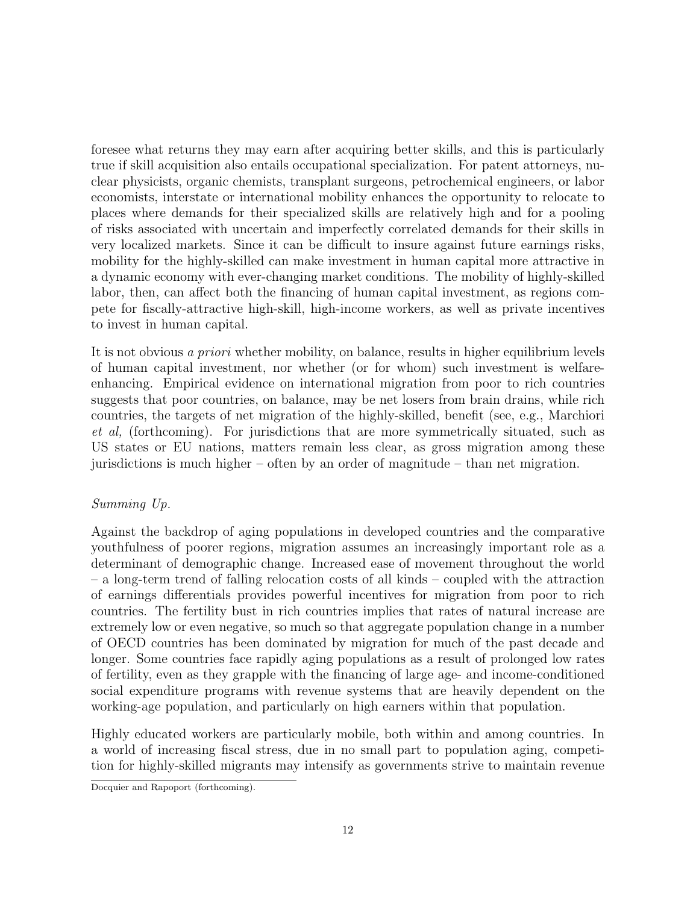foresee what returns they may earn after acquiring better skills, and this is particularly true if skill acquisition also entails occupational specialization. For patent attorneys, nuclear physicists, organic chemists, transplant surgeons, petrochemical engineers, or labor economists, interstate or international mobility enhances the opportunity to relocate to places where demands for their specialized skills are relatively high and for a pooling of risks associated with uncertain and imperfectly correlated demands for their skills in very localized markets. Since it can be difficult to insure against future earnings risks, mobility for the highly-skilled can make investment in human capital more attractive in a dynamic economy with ever-changing market conditions. The mobility of highly-skilled labor, then, can affect both the financing of human capital investment, as regions compete for fiscally-attractive high-skill, high-income workers, as well as private incentives to invest in human capital.

It is not obvious *a priori* whether mobility, on balance, results in higher equilibrium levels of human capital investment, nor whether (or for whom) such investment is welfare-enhancing. Empirical evidence on international migration from poor to rich countries suggests that poor countries, on balance, may be net losers from brain drains, while rich countries, the targets of net migration of the highly-skilled, benefit (see, e.g., Marchiori *et al,* (forthcoming). For jurisdictions that are more symmetrically situated, such as US states or EU nations, matters remain less clear, as gross migration among these jurisdictions is much higher – often by an order of magnitude – than net migration.

*Summing Up.*

Against the backdrop of aging populations in developed countries and the comparative youthfulness of poorer regions, migration assumes an increasingly important role as a determinant of demographic change. Increased ease of movement throughout the world – a long-term trend of falling relocation costs of all kinds – coupled with the attraction of earnings differentials provides powerful incentives for migration from poor to rich countries. The fertility bust in rich countries implies that rates of natural increase are extremely low or even negative, so much so that aggregate population change in a number of OECD countries has been dominated by migration for much of the past decade and longer. Some countries face rapidly aging populations as a result of prolonged low rates of fertility, even as they grapple with the financing of large age- and income-conditioned social expenditure programs with revenue systems that are heavily dependent on the working-age population, and particularly on high earners within that population.

Highly educated workers are particularly mobile, both within and among countries. In a world of increasing fiscal stress, due in no small part to population aging, competition for highly-skilled migrants may intensify as governments strive to maintain revenue

Docquier and Rapoport (forthcoming).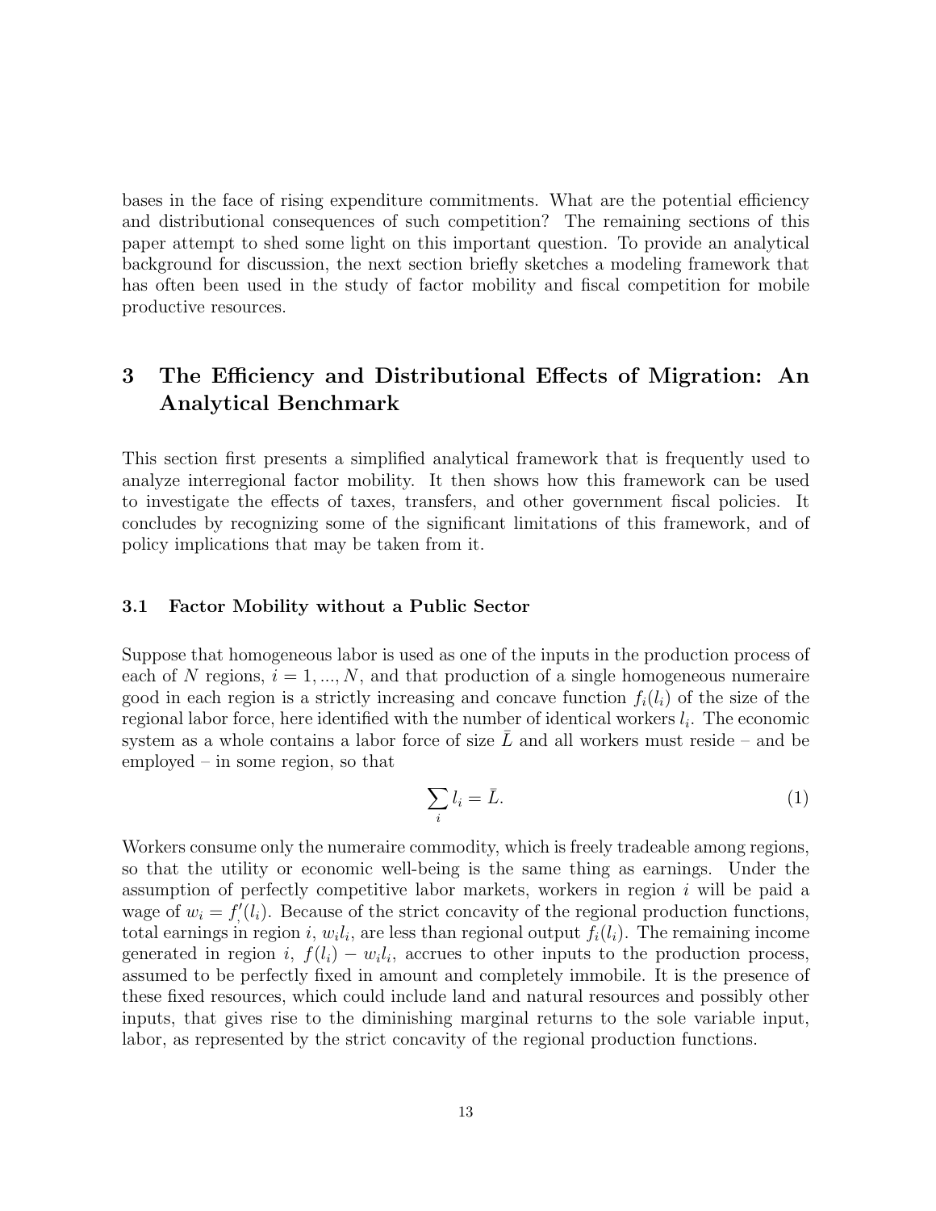bases in the face of rising expenditure commitments. What are the potential efficiency and distributional consequences of such competition? The remaining sections of this paper attempt to shed some light on this important question. To provide an analytical background for discussion, the next section briefly sketches a modeling framework that has often been used in the study of factor mobility and fiscal competition for mobile productive resources.

## 3 The Efficiency and Distributional Effects of Migration: An Analytical Benchmark

This section first presents a simplified analytical framework that is frequently used to analyze interregional factor mobility. It then shows how this framework can be used to investigate the effects of taxes, transfers, and other government fiscal policies. It concludes by recognizing some of the significant limitations of this framework, and of policy implications that may be taken from it.

### 3.1 Factor Mobility without a Public Sector

Suppose that homogeneous labor is used as one of the inputs in the production process of each of $N$ regions, $i = 1, ..., N$, and that production of a single homogeneous numeraire good in each region is a strictly increasing and concave function $f_i(l_i)$ of the size of the regional labor force, here identified with the number of identical workers $l_i$. The economic system as a whole contains a labor force of size $\bar{L}$ and all workers must reside – and be employed – in some region, so that

$$\sum_i l_i = \bar{L}. \tag{1}$$

Workers consume only the numeraire commodity, which is freely tradeable among regions, so that the utility or economic well-being is the same thing as earnings. Under the assumption of perfectly competitive labor markets, workers in region $i$ will be paid a wage of $w_i = f_,'(l_i)$. Because of the strict concavity of the regional production functions, total earnings in region $i$, $w_i l_i$, are less than regional output $f_i(l_i)$. The remaining income generated in region $i$, $f(l_i) - w_i l_i$, accrues to other inputs to the production process, assumed to be perfectly fixed in amount and completely immobile. It is the presence of these fixed resources, which could include land and natural resources and possibly other inputs, that gives rise to the diminishing marginal returns to the sole variable input, labor, as represented by the strict concavity of the regional production functions.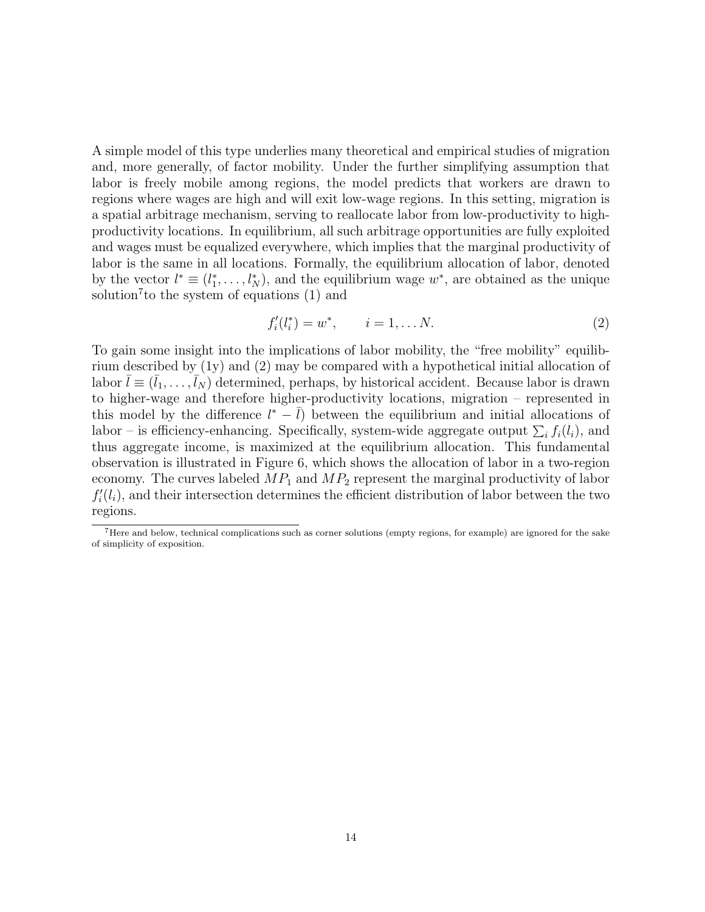A simple model of this type underlies many theoretical and empirical studies of migration and, more generally, of factor mobility. Under the further simplifying assumption that labor is freely mobile among regions, the model predicts that workers are drawn to regions where wages are high and will exit low-wage regions. In this setting, migration is a spatial arbitrage mechanism, serving to reallocate labor from low-productivity to high-productivity locations. In equilibrium, all such arbitrage opportunities are fully exploited and wages must be equalized everywhere, which implies that the marginal productivity of labor is the same in all locations. Formally, the equilibrium allocation of labor, denoted by the vector $l^* \equiv (l_1^*, \ldots, l_N^*)$, and the equilibrium wage $w^*$, are obtained as the unique solution[7] to the system of equations (1) and

$$f_i'(l_i^*) = w^*, \qquad i = 1, \ldots N. \tag{2}$$

To gain some insight into the implications of labor mobility, the "free mobility" equilibrium described by (1y) and (2) may be compared with a hypothetical initial allocation of labor $\bar{l} \equiv (\bar{l}_1, \ldots, \bar{l}_N)$ determined, perhaps, by historical accident. Because labor is drawn to higher-wage and therefore higher-productivity locations, migration – represented in this model by the difference $l^* - \bar{l}$) between the equilibrium and initial allocations of labor – is efficiency-enhancing. Specifically, system-wide aggregate output $\sum_i f_i(l_i)$, and thus aggregate income, is maximized at the equilibrium allocation. This fundamental observation is illustrated in Figure 6, which shows the allocation of labor in a two-region economy. The curves labeled $MP_1$ and $MP_2$ represent the marginal productivity of labor $f_i'(l_i)$, and their intersection determines the efficient distribution of labor between the two regions.

[7] Here and below, technical complications such as corner solutions (empty regions, for example) are ignored for the sake of simplicity of exposition.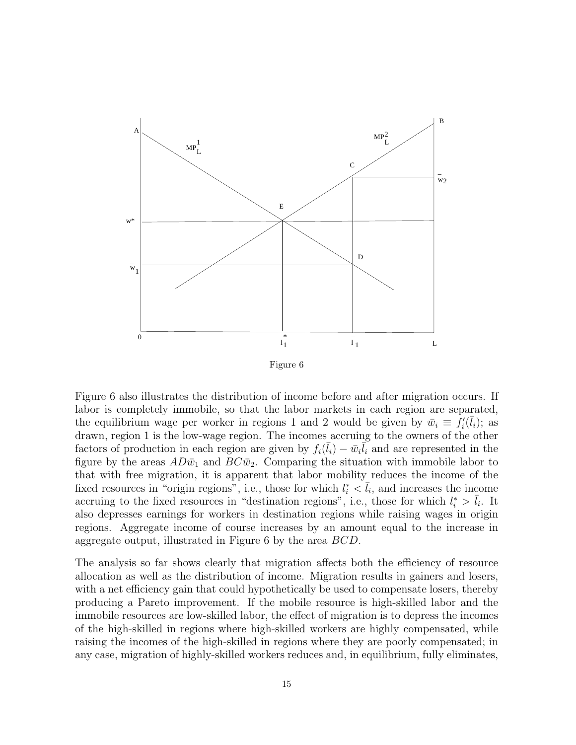Figure 6

Figure 6 also illustrates the distribution of income before and after migration occurs. If labor is completely immobile, so that the labor markets in each region are separated, the equilibrium wage per worker in regions 1 and 2 would be given by $\bar{w}_i \equiv f_i'(\bar{l}_i)$; as drawn, region 1 is the low-wage region. The incomes accruing to the owners of the other factors of production in each region are given by $f_i(\bar{l}_i) - \bar{w}_i\bar{l}_i$ and are represented in the figure by the areas $AD\bar{w}_1$ and $BC\bar{w}_2$. Comparing the situation with immobile labor to that with free migration, it is apparent that labor mobility reduces the income of the fixed resources in "origin regions", i.e., those for which $l_i^* < \bar{l}_i$, and increases the income accruing to the fixed resources in "destination regions", i.e., those for which $l_i^* > \bar{l}_i$. It also depresses earnings for workers in destination regions while raising wages in origin regions. Aggregate income of course increases by an amount equal to the increase in aggregate output, illustrated in Figure 6 by the area $BCD$.

The analysis so far shows clearly that migration affects both the efficiency of resource allocation as well as the distribution of income. Migration results in gainers and losers, with a net efficiency gain that could hypothetically be used to compensate losers, thereby producing a Pareto improvement. If the mobile resource is high-skilled labor and the immobile resources are low-skilled labor, the effect of migration is to depress the incomes of the high-skilled in regions where high-skilled workers are highly compensated, while raising the incomes of the high-skilled in regions where they are poorly compensated; in any case, migration of highly-skilled workers reduces and, in equilibrium, fully eliminates,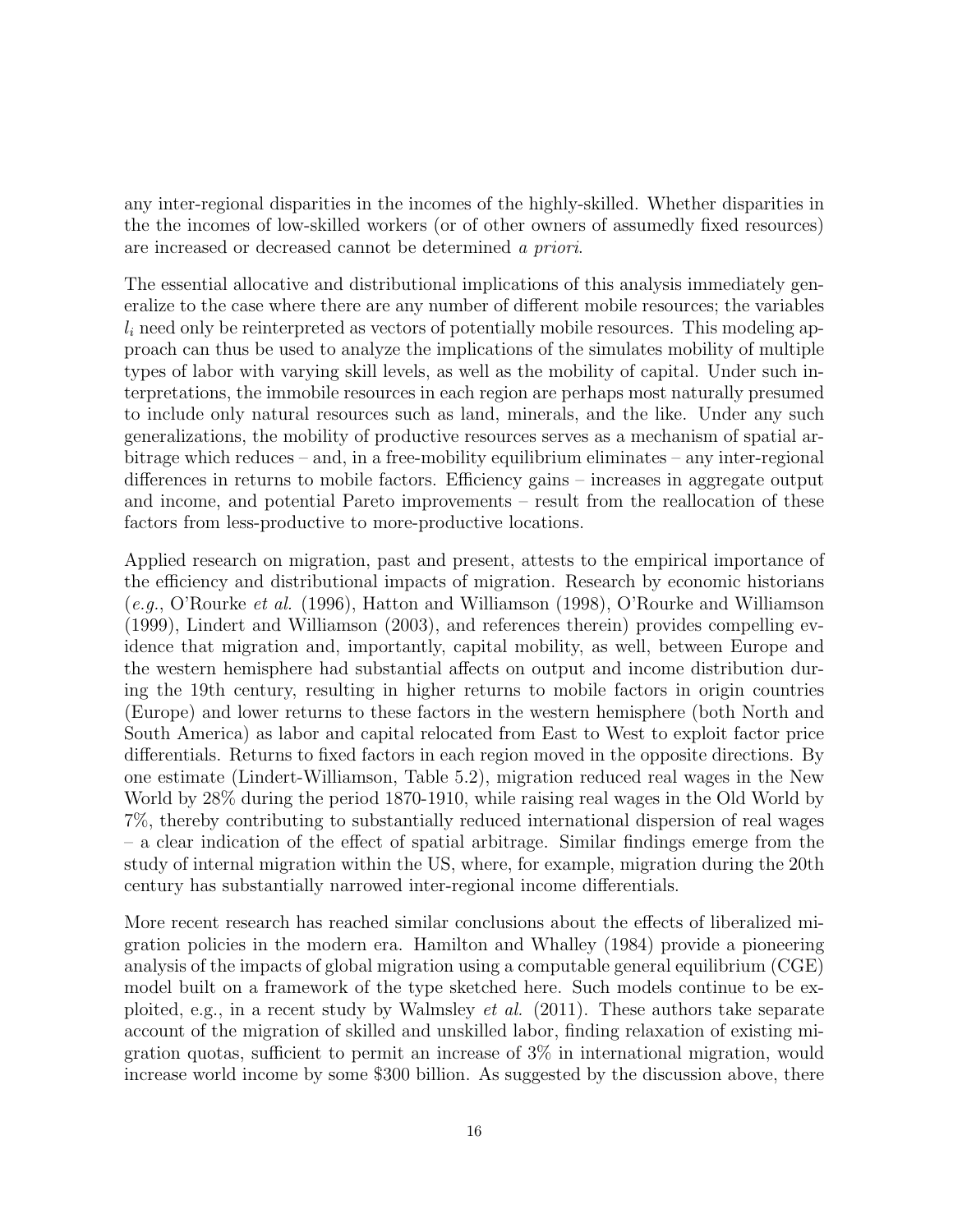any inter-regional disparities in the incomes of the highly-skilled. Whether disparities in the the incomes of low-skilled workers (or of other owners of assumedly fixed resources) are increased or decreased cannot be determined *a priori*.

The essential allocative and distributional implications of this analysis immediately generalize to the case where there are any number of different mobile resources; the variables $l_i$ need only be reinterpreted as vectors of potentially mobile resources. This modeling approach can thus be used to analyze the implications of the simulates mobility of multiple types of labor with varying skill levels, as well as the mobility of capital. Under such interpretations, the immobile resources in each region are perhaps most naturally presumed to include only natural resources such as land, minerals, and the like. Under any such generalizations, the mobility of productive resources serves as a mechanism of spatial arbitrage which reduces – and, in a free-mobility equilibrium eliminates – any inter-regional differences in returns to mobile factors. Efficiency gains – increases in aggregate output and income, and potential Pareto improvements – result from the reallocation of these factors from less-productive to more-productive locations.

Applied research on migration, past and present, attests to the empirical importance of the efficiency and distributional impacts of migration. Research by economic historians (*e.g.*, O'Rourke *et al.* (1996), Hatton and Williamson (1998), O'Rourke and Williamson (1999), Lindert and Williamson (2003), and references therein) provides compelling evidence that migration and, importantly, capital mobility, as well, between Europe and the western hemisphere had substantial affects on output and income distribution during the 19th century, resulting in higher returns to mobile factors in origin countries (Europe) and lower returns to these factors in the western hemisphere (both North and South America) as labor and capital relocated from East to West to exploit factor price differentials. Returns to fixed factors in each region moved in the opposite directions. By one estimate (Lindert-Williamson, Table 5.2), migration reduced real wages in the New World by 28% during the period 1870-1910, while raising real wages in the Old World by 7%, thereby contributing to substantially reduced international dispersion of real wages – a clear indication of the effect of spatial arbitrage. Similar findings emerge from the study of internal migration within the US, where, for example, migration during the 20th century has substantially narrowed inter-regional income differentials.

More recent research has reached similar conclusions about the effects of liberalized migration policies in the modern era. Hamilton and Whalley (1984) provide a pioneering analysis of the impacts of global migration using a computable general equilibrium (CGE) model built on a framework of the type sketched here. Such models continue to be exploited, e.g., in a recent study by Walmsley *et al.* (2011). These authors take separate account of the migration of skilled and unskilled labor, finding relaxation of existing migration quotas, sufficient to permit an increase of 3% in international migration, would increase world income by some \$300 billion. As suggested by the discussion above, there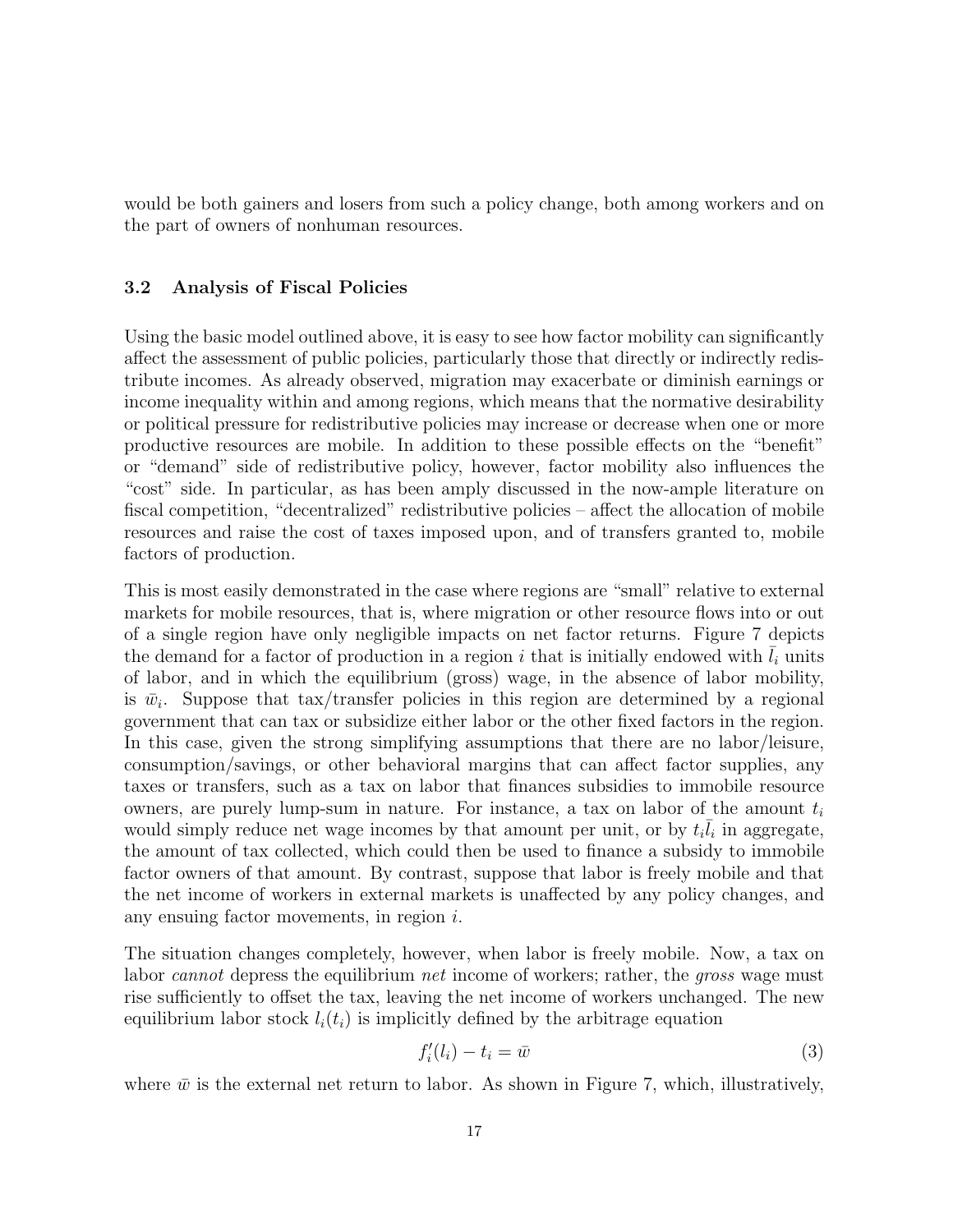would be both gainers and losers from such a policy change, both among workers and on the part of owners of nonhuman resources.

### 3.2 Analysis of Fiscal Policies

Using the basic model outlined above, it is easy to see how factor mobility can significantly affect the assessment of public policies, particularly those that directly or indirectly redistribute incomes. As already observed, migration may exacerbate or diminish earnings or income inequality within and among regions, which means that the normative desirability or political pressure for redistributive policies may increase or decrease when one or more productive resources are mobile. In addition to these possible effects on the "benefit" or "demand" side of redistributive policy, however, factor mobility also influences the "cost" side. In particular, as has been amply discussed in the now-ample literature on fiscal competition, "decentralized" redistributive policies – affect the allocation of mobile resources and raise the cost of taxes imposed upon, and of transfers granted to, mobile factors of production.

This is most easily demonstrated in the case where regions are "small" relative to external markets for mobile resources, that is, where migration or other resource flows into or out of a single region have only negligible impacts on net factor returns. Figure 7 depicts the demand for a factor of production in a region $i$ that is initially endowed with $\bar{l}_i$ units of labor, and in which the equilibrium (gross) wage, in the absence of labor mobility, is $\bar{w}_i$. Suppose that tax/transfer policies in this region are determined by a regional government that can tax or subsidize either labor or the other fixed factors in the region. In this case, given the strong simplifying assumptions that there are no labor/leisure, consumption/savings, or other behavioral margins that can affect factor supplies, any taxes or transfers, such as a tax on labor that finances subsidies to immobile resource owners, are purely lump-sum in nature. For instance, a tax on labor of the amount $t_i$ would simply reduce net wage incomes by that amount per unit, or by $t_i\bar{l}_i$ in aggregate, the amount of tax collected, which could then be used to finance a subsidy to immobile factor owners of that amount. By contrast, suppose that labor is freely mobile and that the net income of workers in external markets is unaffected by any policy changes, and any ensuing factor movements, in region $i$.

The situation changes completely, however, when labor is freely mobile. Now, a tax on labor *cannot* depress the equilibrium *net* income of workers; rather, the *gross* wage must rise sufficiently to offset the tax, leaving the net income of workers unchanged. The new equilibrium labor stock $l_i(t_i)$ is implicitly defined by the arbitrage equation

$$f_i'(l_i) - t_i = \bar{w} \tag{3}$$

where $\bar{w}$ is the external net return to labor. As shown in Figure 7, which, illustratively,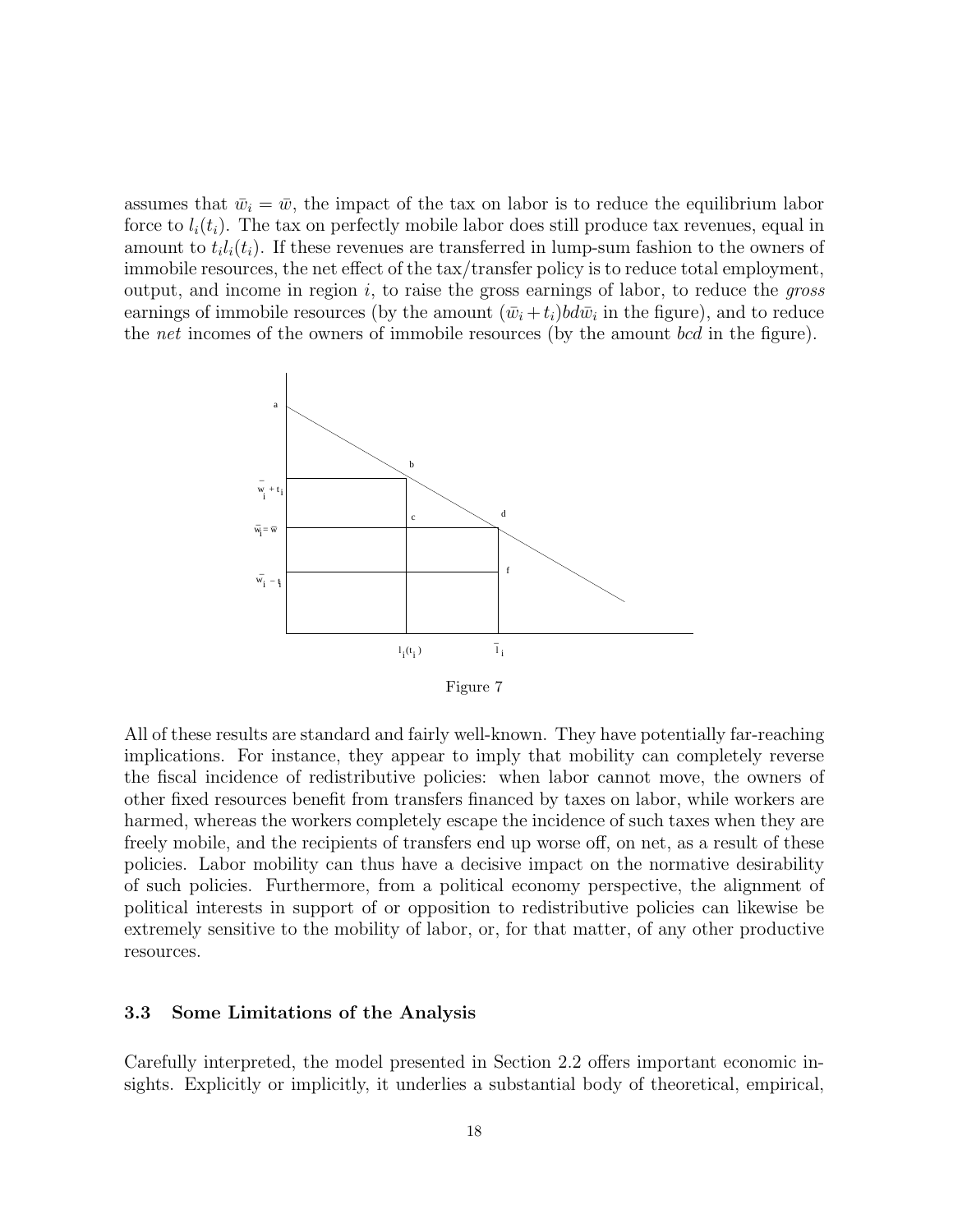assumes that $\bar{w}_i = \bar{w}$, the impact of the tax on labor is to reduce the equilibrium labor force to $l_i(t_i)$. The tax on perfectly mobile labor does still produce tax revenues, equal in amount to $t_i l_i(t_i)$. If these revenues are transferred in lump-sum fashion to the owners of immobile resources, the net effect of the tax/transfer policy is to reduce total employment, output, and income in region $i$, to raise the gross earnings of labor, to reduce the *gross* earnings of immobile resources (by the amount $(\bar{w}_i + t_i)bd\bar{w}_i$ in the figure), and to reduce the *net* incomes of the owners of immobile resources (by the amount $bcd$ in the figure).

Figure 7

All of these results are standard and fairly well-known. They have potentially far-reaching implications. For instance, they appear to imply that mobility can completely reverse the fiscal incidence of redistributive policies: when labor cannot move, the owners of other fixed resources benefit from transfers financed by taxes on labor, while workers are harmed, whereas the workers completely escape the incidence of such taxes when they are freely mobile, and the recipients of transfers end up worse off, on net, as a result of these policies. Labor mobility can thus have a decisive impact on the normative desirability of such policies. Furthermore, from a political economy perspective, the alignment of political interests in support of or opposition to redistributive policies can likewise be extremely sensitive to the mobility of labor, or, for that matter, of any other productive resources.

### 3.3 Some Limitations of the Analysis

Carefully interpreted, the model presented in Section 2.2 offers important economic insights. Explicitly or implicitly, it underlies a substantial body of theoretical, empirical,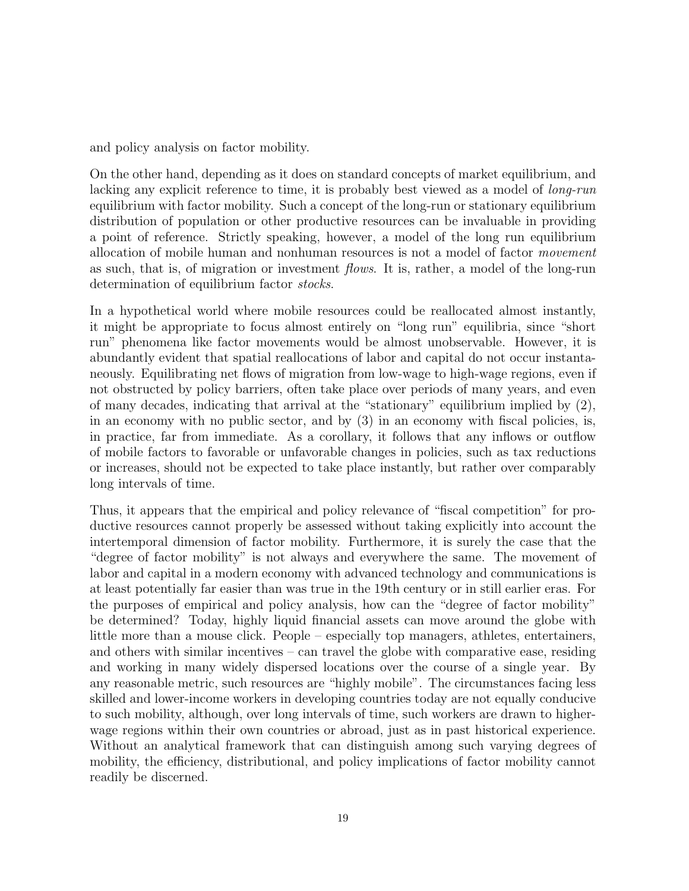and policy analysis on factor mobility.

On the other hand, depending as it does on standard concepts of market equilibrium, and lacking any explicit reference to time, it is probably best viewed as a model of *long-run* equilibrium with factor mobility. Such a concept of the long-run or stationary equilibrium distribution of population or other productive resources can be invaluable in providing a point of reference. Strictly speaking, however, a model of the long run equilibrium allocation of mobile human and nonhuman resources is not a model of factor *movement* as such, that is, of migration or investment *flows*. It is, rather, a model of the long-run determination of equilibrium factor *stocks*.

In a hypothetical world where mobile resources could be reallocated almost instantly, it might be appropriate to focus almost entirely on "long run" equilibria, since "short run" phenomena like factor movements would be almost unobservable. However, it is abundantly evident that spatial reallocations of labor and capital do not occur instantaneously. Equilibrating net flows of migration from low-wage to high-wage regions, even if not obstructed by policy barriers, often take place over periods of many years, and even of many decades, indicating that arrival at the "stationary" equilibrium implied by (2), in an economy with no public sector, and by (3) in an economy with fiscal policies, is, in practice, far from immediate. As a corollary, it follows that any inflows or outflow of mobile factors to favorable or unfavorable changes in policies, such as tax reductions or increases, should not be expected to take place instantly, but rather over comparably long intervals of time.

Thus, it appears that the empirical and policy relevance of "fiscal competition" for productive resources cannot properly be assessed without taking explicitly into account the intertemporal dimension of factor mobility. Furthermore, it is surely the case that the "degree of factor mobility" is not always and everywhere the same. The movement of labor and capital in a modern economy with advanced technology and communications is at least potentially far easier than was true in the 19th century or in still earlier eras. For the purposes of empirical and policy analysis, how can the "degree of factor mobility" be determined? Today, highly liquid financial assets can move around the globe with little more than a mouse click. People – especially top managers, athletes, entertainers, and others with similar incentives – can travel the globe with comparative ease, residing and working in many widely dispersed locations over the course of a single year. By any reasonable metric, such resources are "highly mobile". The circumstances facing less skilled and lower-income workers in developing countries today are not equally conducive to such mobility, although, over long intervals of time, such workers are drawn to higher-wage regions within their own countries or abroad, just as in past historical experience. Without an analytical framework that can distinguish among such varying degrees of mobility, the efficiency, distributional, and policy implications of factor mobility cannot readily be discerned.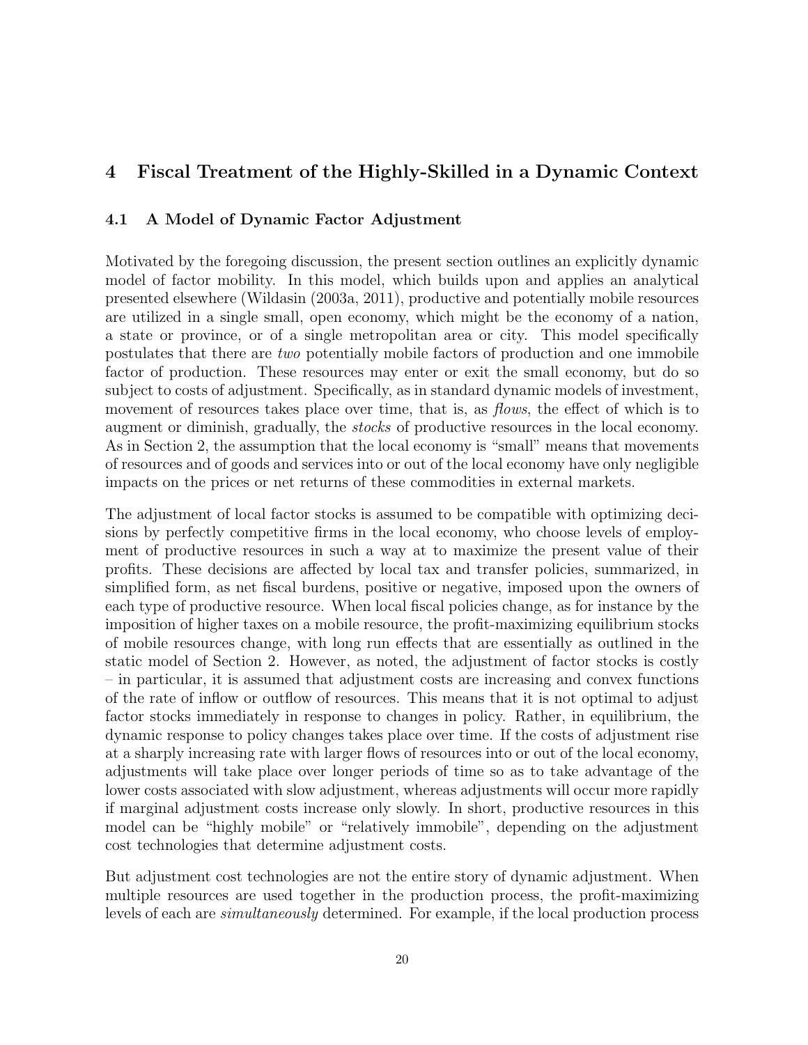# 4 Fiscal Treatment of the Highly-Skilled in a Dynamic Context

## 4.1 A Model of Dynamic Factor Adjustment

Motivated by the foregoing discussion, the present section outlines an explicitly dynamic model of factor mobility. In this model, which builds upon and applies an analytical presented elsewhere (Wildasin (2003a, 2011), productive and potentially mobile resources are utilized in a single small, open economy, which might be the economy of a nation, a state or province, or of a single metropolitan area or city. This model specifically postulates that there are *two* potentially mobile factors of production and one immobile factor of production. These resources may enter or exit the small economy, but do so subject to costs of adjustment. Specifically, as in standard dynamic models of investment, movement of resources takes place over time, that is, as *flows*, the effect of which is to augment or diminish, gradually, the *stocks* of productive resources in the local economy. As in Section 2, the assumption that the local economy is "small" means that movements of resources and of goods and services into or out of the local economy have only negligible impacts on the prices or net returns of these commodities in external markets.

The adjustment of local factor stocks is assumed to be compatible with optimizing decisions by perfectly competitive firms in the local economy, who choose levels of employment of productive resources in such a way at to maximize the present value of their profits. These decisions are affected by local tax and transfer policies, summarized, in simplified form, as net fiscal burdens, positive or negative, imposed upon the owners of each type of productive resource. When local fiscal policies change, as for instance by the imposition of higher taxes on a mobile resource, the profit-maximizing equilibrium stocks of mobile resources change, with long run effects that are essentially as outlined in the static model of Section 2. However, as noted, the adjustment of factor stocks is costly – in particular, it is assumed that adjustment costs are increasing and convex functions of the rate of inflow or outflow of resources. This means that it is not optimal to adjust factor stocks immediately in response to changes in policy. Rather, in equilibrium, the dynamic response to policy changes takes place over time. If the costs of adjustment rise at a sharply increasing rate with larger flows of resources into or out of the local economy, adjustments will take place over longer periods of time so as to take advantage of the lower costs associated with slow adjustment, whereas adjustments will occur more rapidly if marginal adjustment costs increase only slowly. In short, productive resources in this model can be "highly mobile" or "relatively immobile", depending on the adjustment cost technologies that determine adjustment costs.

But adjustment cost technologies are not the entire story of dynamic adjustment. When multiple resources are used together in the production process, the profit-maximizing levels of each are *simultaneously* determined. For example, if the local production process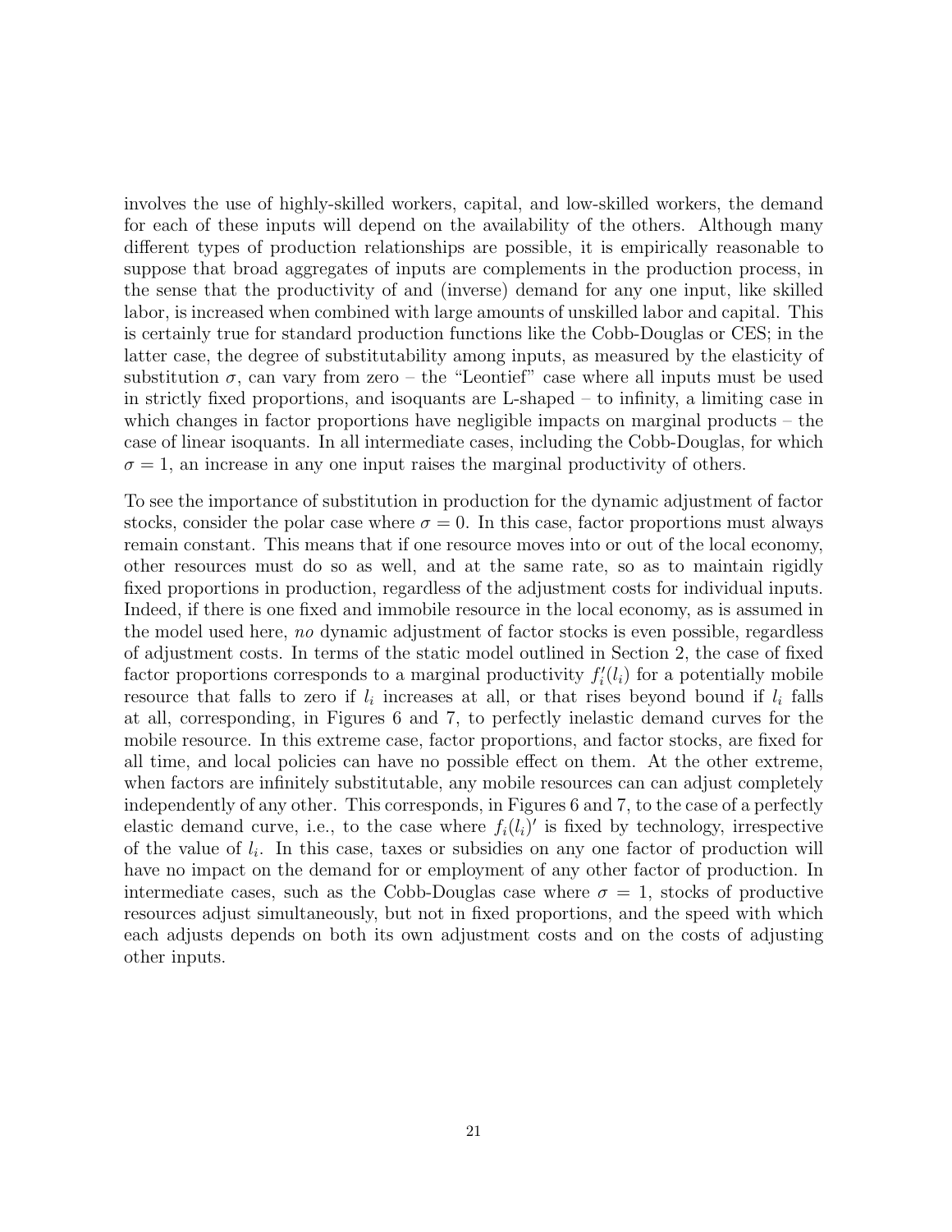involves the use of highly-skilled workers, capital, and low-skilled workers, the demand for each of these inputs will depend on the availability of the others. Although many different types of production relationships are possible, it is empirically reasonable to suppose that broad aggregates of inputs are complements in the production process, in the sense that the productivity of and (inverse) demand for any one input, like skilled labor, is increased when combined with large amounts of unskilled labor and capital. This is certainly true for standard production functions like the Cobb-Douglas or CES; in the latter case, the degree of substitutability among inputs, as measured by the elasticity of substitution $\sigma$, can vary from zero – the "Leontief" case where all inputs must be used in strictly fixed proportions, and isoquants are L-shaped – to infinity, a limiting case in which changes in factor proportions have negligible impacts on marginal products – the case of linear isoquants. In all intermediate cases, including the Cobb-Douglas, for which $\sigma = 1$, an increase in any one input raises the marginal productivity of others.

To see the importance of substitution in production for the dynamic adjustment of factor stocks, consider the polar case where $\sigma = 0$. In this case, factor proportions must always remain constant. This means that if one resource moves into or out of the local economy, other resources must do so as well, and at the same rate, so as to maintain rigidly fixed proportions in production, regardless of the adjustment costs for individual inputs. Indeed, if there is one fixed and immobile resource in the local economy, as is assumed in the model used here, *no* dynamic adjustment of factor stocks is even possible, regardless of adjustment costs. In terms of the static model outlined in Section 2, the case of fixed factor proportions corresponds to a marginal productivity $f_i'(l_i)$ for a potentially mobile resource that falls to zero if $l_i$ increases at all, or that rises beyond bound if $l_i$ falls at all, corresponding, in Figures 6 and 7, to perfectly inelastic demand curves for the mobile resource. In this extreme case, factor proportions, and factor stocks, are fixed for all time, and local policies can have no possible effect on them. At the other extreme, when factors are infinitely substitutable, any mobile resources can can adjust completely independently of any other. This corresponds, in Figures 6 and 7, to the case of a perfectly elastic demand curve, i.e., to the case where $f_i(l_i)'$ is fixed by technology, irrespective of the value of $l_i$. In this case, taxes or subsidies on any one factor of production will have no impact on the demand for or employment of any other factor of production. In intermediate cases, such as the Cobb-Douglas case where $\sigma = 1$, stocks of productive resources adjust simultaneously, but not in fixed proportions, and the speed with which each adjusts depends on both its own adjustment costs and on the costs of adjusting other inputs.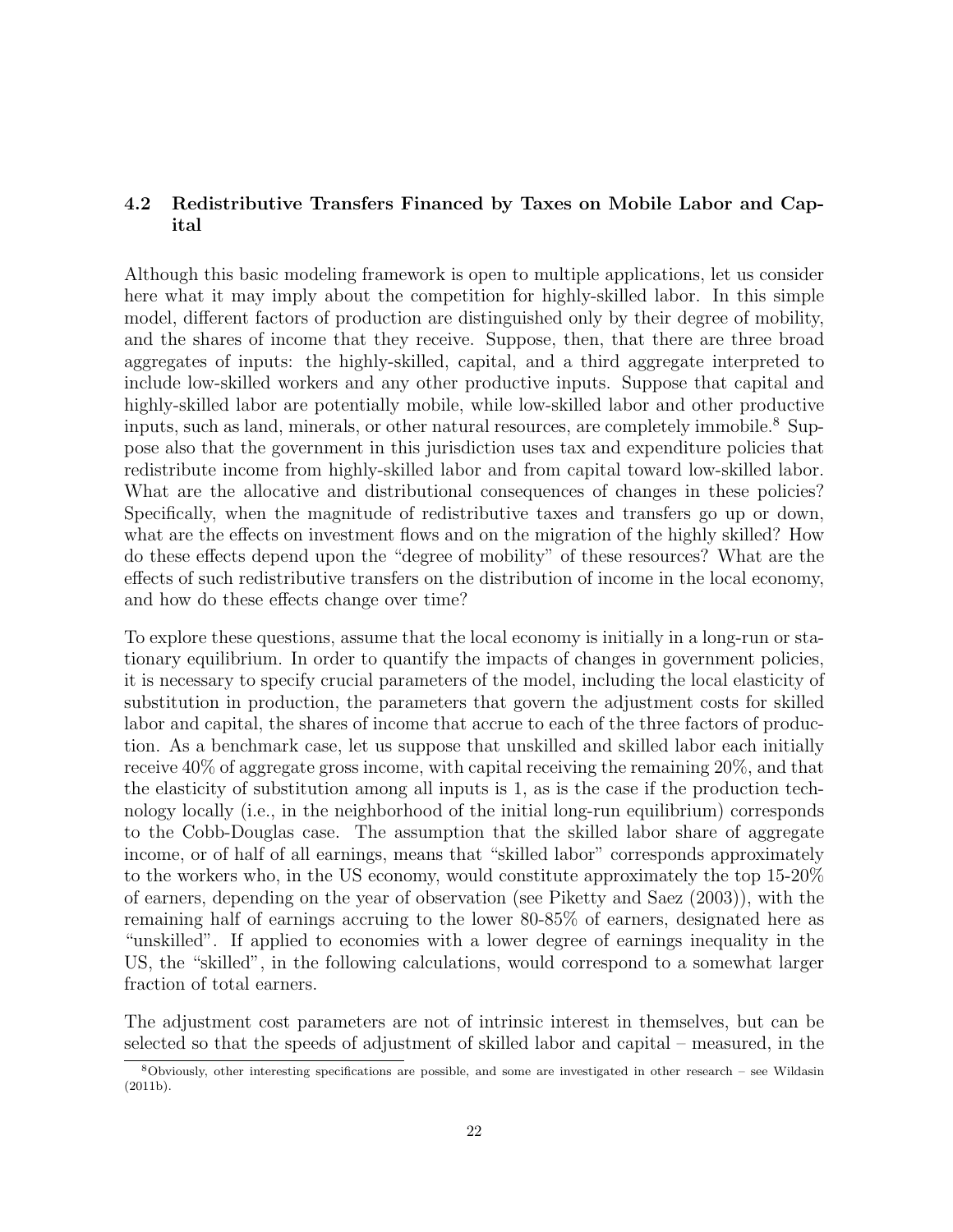### 4.2 Redistributive Transfers Financed by Taxes on Mobile Labor and Capital

Although this basic modeling framework is open to multiple applications, let us consider here what it may imply about the competition for highly-skilled labor. In this simple model, different factors of production are distinguished only by their degree of mobility, and the shares of income that they receive. Suppose, then, that there are three broad aggregates of inputs: the highly-skilled, capital, and a third aggregate interpreted to include low-skilled workers and any other productive inputs. Suppose that capital and highly-skilled labor are potentially mobile, while low-skilled labor and other productive inputs, such as land, minerals, or other natural resources, are completely immobile.[8] Suppose also that the government in this jurisdiction uses tax and expenditure policies that redistribute income from highly-skilled labor and from capital toward low-skilled labor. What are the allocative and distributional consequences of changes in these policies? Specifically, when the magnitude of redistributive taxes and transfers go up or down, what are the effects on investment flows and on the migration of the highly skilled? How do these effects depend upon the "degree of mobility" of these resources? What are the effects of such redistributive transfers on the distribution of income in the local economy, and how do these effects change over time?

To explore these questions, assume that the local economy is initially in a long-run or stationary equilibrium. In order to quantify the impacts of changes in government policies, it is necessary to specify crucial parameters of the model, including the local elasticity of substitution in production, the parameters that govern the adjustment costs for skilled labor and capital, the shares of income that accrue to each of the three factors of production. As a benchmark case, let us suppose that unskilled and skilled labor each initially receive 40% of aggregate gross income, with capital receiving the remaining 20%, and that the elasticity of substitution among all inputs is 1, as is the case if the production technology locally (i.e., in the neighborhood of the initial long-run equilibrium) corresponds to the Cobb-Douglas case. The assumption that the skilled labor share of aggregate income, or of half of all earnings, means that "skilled labor" corresponds approximately to the workers who, in the US economy, would constitute approximately the top 15-20% of earners, depending on the year of observation (see Piketty and Saez (2003)), with the remaining half of earnings accruing to the lower 80-85% of earners, designated here as "unskilled". If applied to economies with a lower degree of earnings inequality in the US, the "skilled", in the following calculations, would correspond to a somewhat larger fraction of total earners.

The adjustment cost parameters are not of intrinsic interest in themselves, but can be selected so that the speeds of adjustment of skilled labor and capital – measured, in the

[8] Obviously, other interesting specifications are possible, and some are investigated in other research – see Wildasin (2011b).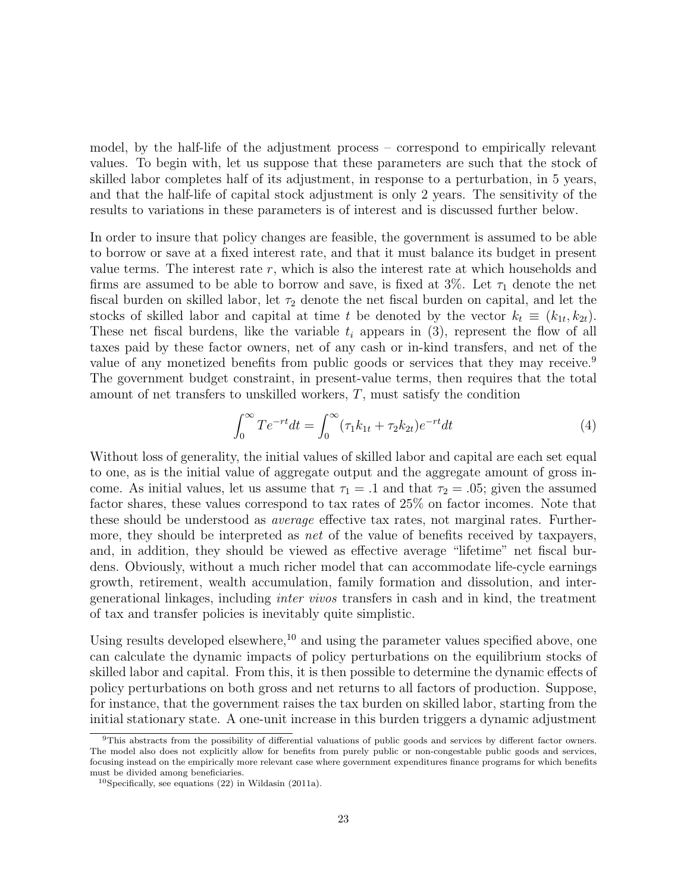model, by the half-life of the adjustment process – correspond to empirically relevant values. To begin with, let us suppose that these parameters are such that the stock of skilled labor completes half of its adjustment, in response to a perturbation, in 5 years, and that the half-life of capital stock adjustment is only 2 years. The sensitivity of the results to variations in these parameters is of interest and is discussed further below.

In order to insure that policy changes are feasible, the government is assumed to be able to borrow or save at a fixed interest rate, and that it must balance its budget in present value terms. The interest rate $r$, which is also the interest rate at which households and firms are assumed to be able to borrow and save, is fixed at 3%. Let $\tau_1$ denote the net fiscal burden on skilled labor, let $\tau_2$ denote the net fiscal burden on capital, and let the stocks of skilled labor and capital at time $t$ be denoted by the vector $k_t \equiv (k_{1t}, k_{2t})$. These net fiscal burdens, like the variable $t_i$ appears in (3), represent the flow of all taxes paid by these factor owners, net of any cash or in-kind transfers, and net of the value of any monetized benefits from public goods or services that they may receive.[9] The government budget constraint, in present-value terms, then requires that the total amount of net transfers to unskilled workers, $T$, must satisfy the condition

$$\int_0^\infty Te^{-rt}dt = \int_0^\infty (\tau_1 k_{1t} + \tau_2 k_{2t})e^{-rt}dt \tag{4}$$

Without loss of generality, the initial values of skilled labor and capital are each set equal to one, as is the initial value of aggregate output and the aggregate amount of gross income. As initial values, let us assume that $\tau_1 = .1$ and that $\tau_2 = .05$; given the assumed factor shares, these values correspond to tax rates of 25% on factor incomes. Note that these should be understood as *average* effective tax rates, not marginal rates. Furthermore, they should be interpreted as *net* of the value of benefits received by taxpayers, and, in addition, they should be viewed as effective average "lifetime" net fiscal burdens. Obviously, without a much richer model that can accommodate life-cycle earnings growth, retirement, wealth accumulation, family formation and dissolution, and intergenerational linkages, including *inter vivos* transfers in cash and in kind, the treatment of tax and transfer policies is inevitably quite simplistic.

Using results developed elsewhere,[10] and using the parameter values specified above, one can calculate the dynamic impacts of policy perturbations on the equilibrium stocks of skilled labor and capital. From this, it is then possible to determine the dynamic effects of policy perturbations on both gross and net returns to all factors of production. Suppose, for instance, that the government raises the tax burden on skilled labor, starting from the initial stationary state. A one-unit increase in this burden triggers a dynamic adjustment

[9] This abstracts from the possibility of differential valuations of public goods and services by different factor owners. The model also does not explicitly allow for benefits from purely public or non-congestable public goods and services, focusing instead on the empirically more relevant case where government expenditures finance programs for which benefits must be divided among beneficiaries.

[10] Specifically, see equations (22) in Wildasin (2011a).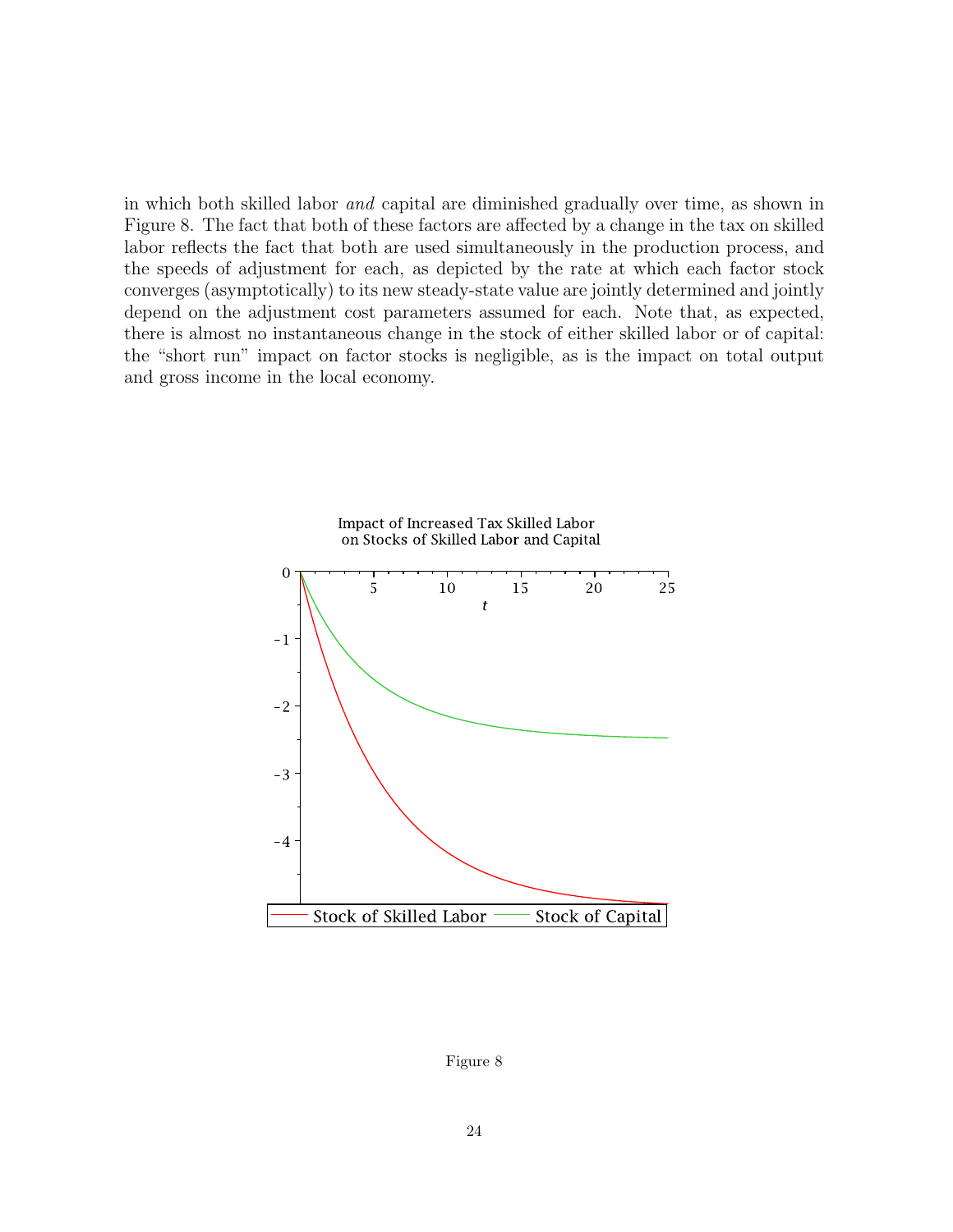in which both skilled labor *and* capital are diminished gradually over time, as shown in Figure 8. The fact that both of these factors are affected by a change in the tax on skilled labor reflects the fact that both are used simultaneously in the production process, and the speeds of adjustment for each, as depicted by the rate at which each factor stock converges (asymptotically) to its new steady-state value are jointly determined and jointly depend on the adjustment cost parameters assumed for each. Note that, as expected, there is almost no instantaneous change in the stock of either skilled labor or of capital: the "short run" impact on factor stocks is negligible, as is the impact on total output and gross income in the local economy.

Figure 8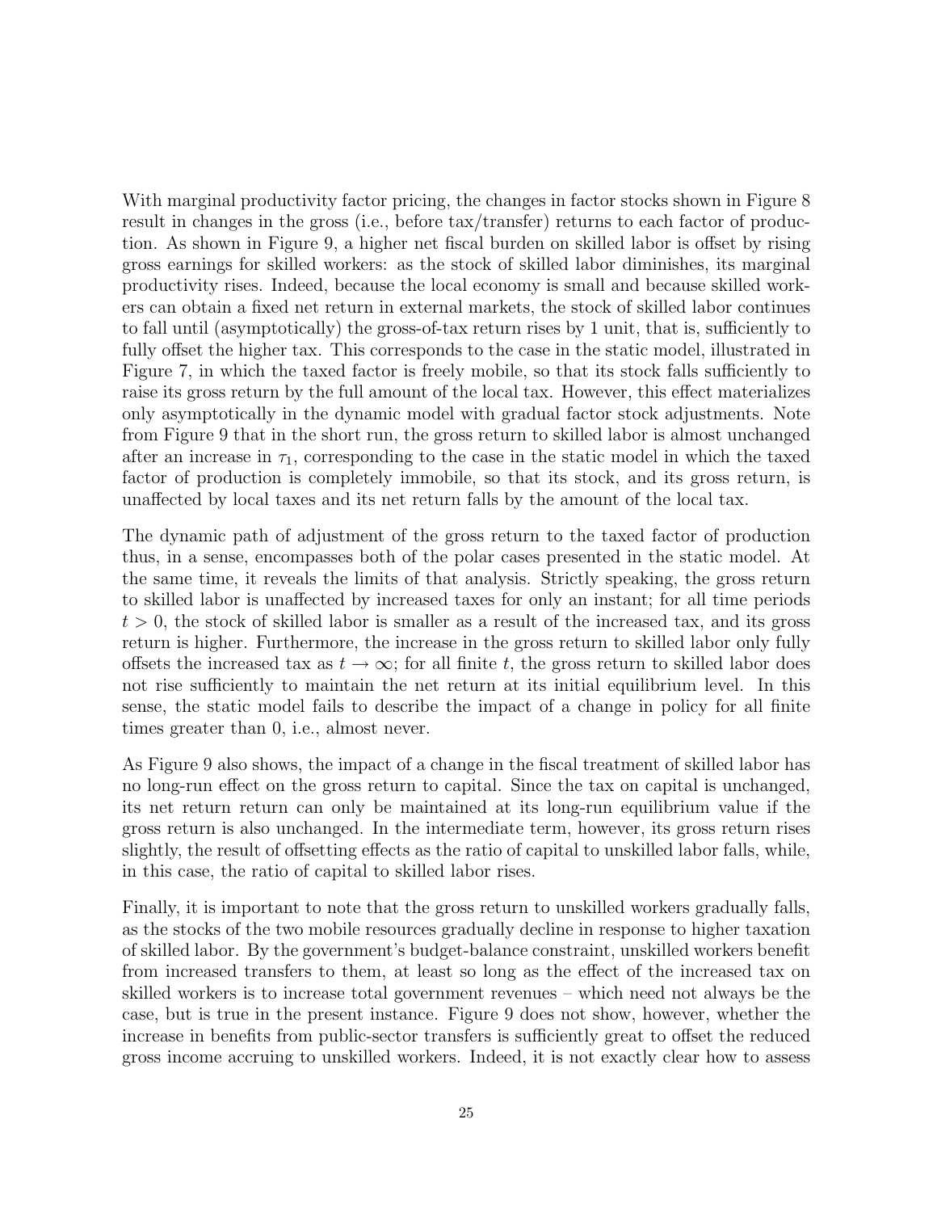With marginal productivity factor pricing, the changes in factor stocks shown in Figure 8 result in changes in the gross (i.e., before tax/transfer) returns to each factor of production. As shown in Figure 9, a higher net fiscal burden on skilled labor is offset by rising gross earnings for skilled workers: as the stock of skilled labor diminishes, its marginal productivity rises. Indeed, because the local economy is small and because skilled workers can obtain a fixed net return in external markets, the stock of skilled labor continues to fall until (asymptotically) the gross-of-tax return rises by 1 unit, that is, sufficiently to fully offset the higher tax. This corresponds to the case in the static model, illustrated in Figure 7, in which the taxed factor is freely mobile, so that its stock falls sufficiently to raise its gross return by the full amount of the local tax. However, this effect materializes only asymptotically in the dynamic model with gradual factor stock adjustments. Note from Figure 9 that in the short run, the gross return to skilled labor is almost unchanged after an increase in $\tau_1$, corresponding to the case in the static model in which the taxed factor of production is completely immobile, so that its stock, and its gross return, is unaffected by local taxes and its net return falls by the amount of the local tax.

The dynamic path of adjustment of the gross return to the taxed factor of production thus, in a sense, encompasses both of the polar cases presented in the static model. At the same time, it reveals the limits of that analysis. Strictly speaking, the gross return to skilled labor is unaffected by increased taxes for only an instant; for all time periods $t > 0$, the stock of skilled labor is smaller as a result of the increased tax, and its gross return is higher. Furthermore, the increase in the gross return to skilled labor only fully offsets the increased tax as $t \to \infty$; for all finite $t$, the gross return to skilled labor does not rise sufficiently to maintain the net return at its initial equilibrium level. In this sense, the static model fails to describe the impact of a change in policy for all finite times greater than 0, i.e., almost never.

As Figure 9 also shows, the impact of a change in the fiscal treatment of skilled labor has no long-run effect on the gross return to capital. Since the tax on capital is unchanged, its net return return can only be maintained at its long-run equilibrium value if the gross return is also unchanged. In the intermediate term, however, its gross return rises slightly, the result of offsetting effects as the ratio of capital to unskilled labor falls, while, in this case, the ratio of capital to skilled labor rises.

Finally, it is important to note that the gross return to unskilled workers gradually falls, as the stocks of the two mobile resources gradually decline in response to higher taxation of skilled labor. By the government's budget-balance constraint, unskilled workers benefit from increased transfers to them, at least so long as the effect of the increased tax on skilled workers is to increase total government revenues – which need not always be the case, but is true in the present instance. Figure 9 does not show, however, whether the increase in benefits from public-sector transfers is sufficiently great to offset the reduced gross income accruing to unskilled workers. Indeed, it is not exactly clear how to assess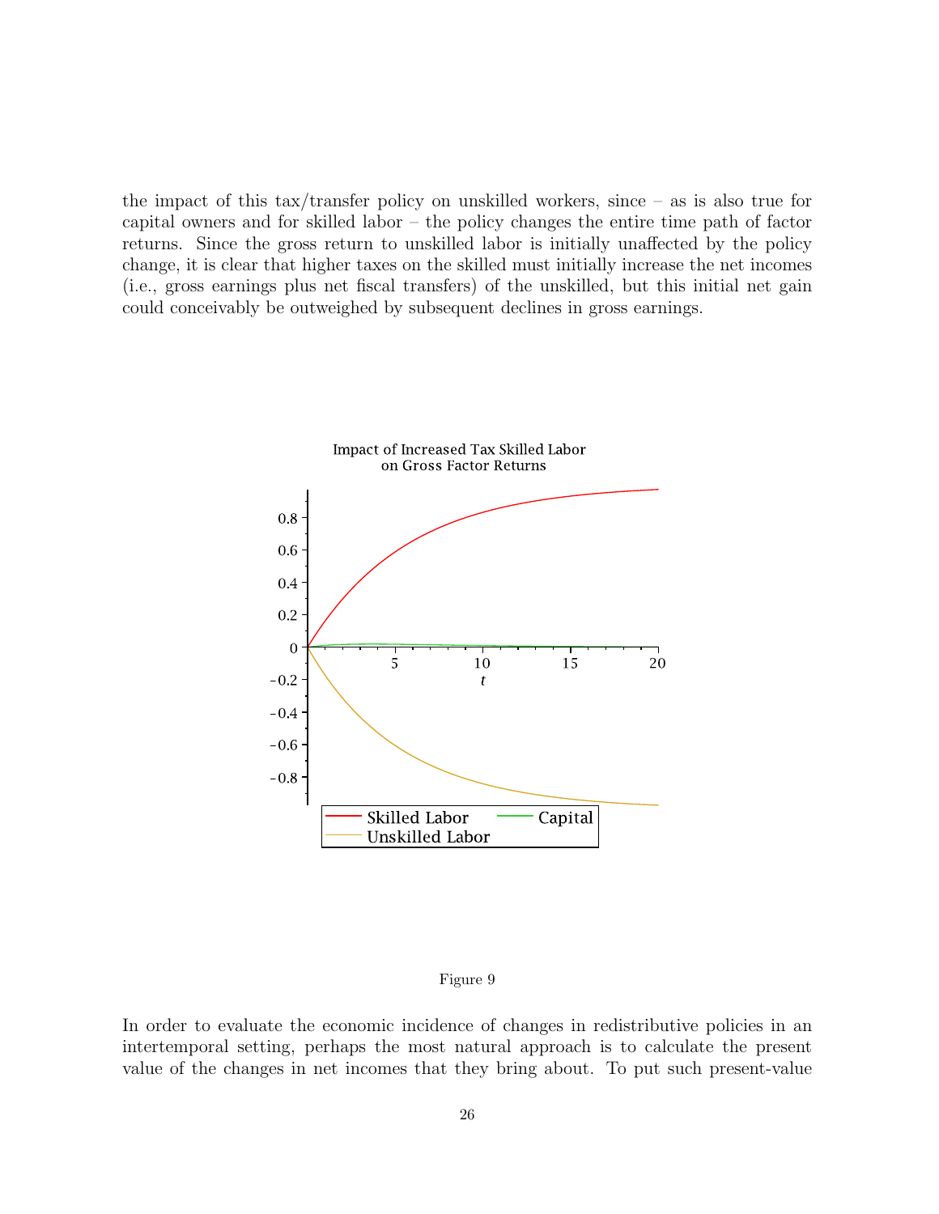the impact of this tax/transfer policy on unskilled workers, since – as is also true for capital owners and for skilled labor – the policy changes the entire time path of factor returns. Since the gross return to unskilled labor is initially unaffected by the policy change, it is clear that higher taxes on the skilled must initially increase the net incomes (i.e., gross earnings plus net fiscal transfers) of the unskilled, but this initial net gain could conceivably be outweighed by subsequent declines in gross earnings.

Figure 9

In order to evaluate the economic incidence of changes in redistributive policies in an intertemporal setting, perhaps the most natural approach is to calculate the present value of the changes in net incomes that they bring about. To put such present-value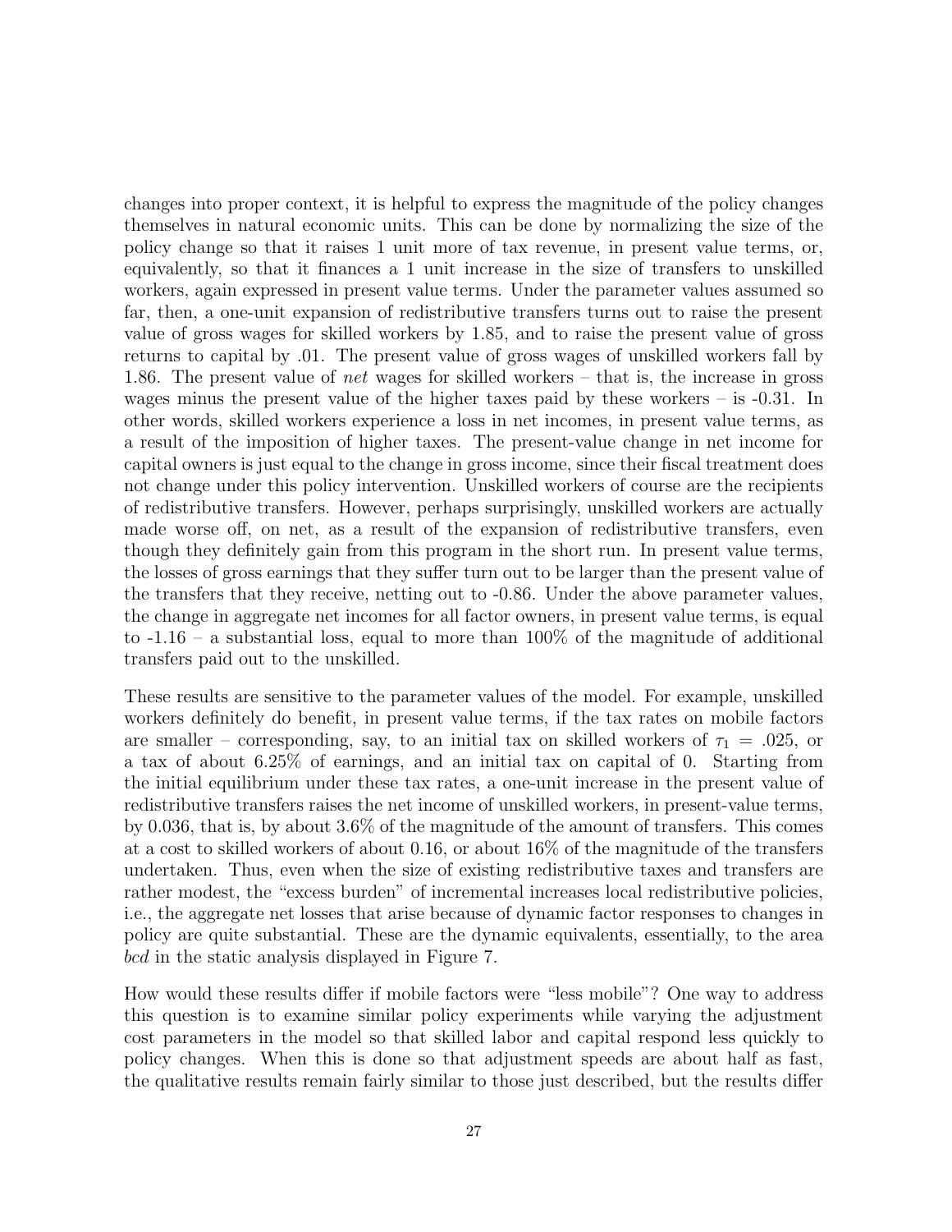changes into proper context, it is helpful to express the magnitude of the policy changes themselves in natural economic units. This can be done by normalizing the size of the policy change so that it raises 1 unit more of tax revenue, in present value terms, or, equivalently, so that it finances a 1 unit increase in the size of transfers to unskilled workers, again expressed in present value terms. Under the parameter values assumed so far, then, a one-unit expansion of redistributive transfers turns out to raise the present value of gross wages for skilled workers by 1.85, and to raise the present value of gross returns to capital by .01. The present value of gross wages of unskilled workers fall by 1.86. The present value of *net* wages for skilled workers – that is, the increase in gross wages minus the present value of the higher taxes paid by these workers – is -0.31. In other words, skilled workers experience a loss in net incomes, in present value terms, as a result of the imposition of higher taxes. The present-value change in net income for capital owners is just equal to the change in gross income, since their fiscal treatment does not change under this policy intervention. Unskilled workers of course are the recipients of redistributive transfers. However, perhaps surprisingly, unskilled workers are actually made worse off, on net, as a result of the expansion of redistributive transfers, even though they definitely gain from this program in the short run. In present value terms, the losses of gross earnings that they suffer turn out to be larger than the present value of the transfers that they receive, netting out to -0.86. Under the above parameter values, the change in aggregate net incomes for all factor owners, in present value terms, is equal to -1.16 – a substantial loss, equal to more than 100% of the magnitude of additional transfers paid out to the unskilled.

These results are sensitive to the parameter values of the model. For example, unskilled workers definitely do benefit, in present value terms, if the tax rates on mobile factors are smaller – corresponding, say, to an initial tax on skilled workers of $\tau_1 = .025$, or a tax of about 6.25% of earnings, and an initial tax on capital of 0. Starting from the initial equilibrium under these tax rates, a one-unit increase in the present value of redistributive transfers raises the net income of unskilled workers, in present-value terms, by 0.036, that is, by about 3.6% of the magnitude of the amount of transfers. This comes at a cost to skilled workers of about 0.16, or about 16% of the magnitude of the transfers undertaken. Thus, even when the size of existing redistributive taxes and transfers are rather modest, the "excess burden" of incremental increases local redistributive policies, i.e., the aggregate net losses that arise because of dynamic factor responses to changes in policy are quite substantial. These are the dynamic equivalents, essentially, to the area *bcd* in the static analysis displayed in Figure 7.

How would these results differ if mobile factors were "less mobile"? One way to address this question is to examine similar policy experiments while varying the adjustment cost parameters in the model so that skilled labor and capital respond less quickly to policy changes. When this is done so that adjustment speeds are about half as fast, the qualitative results remain fairly similar to those just described, but the results differ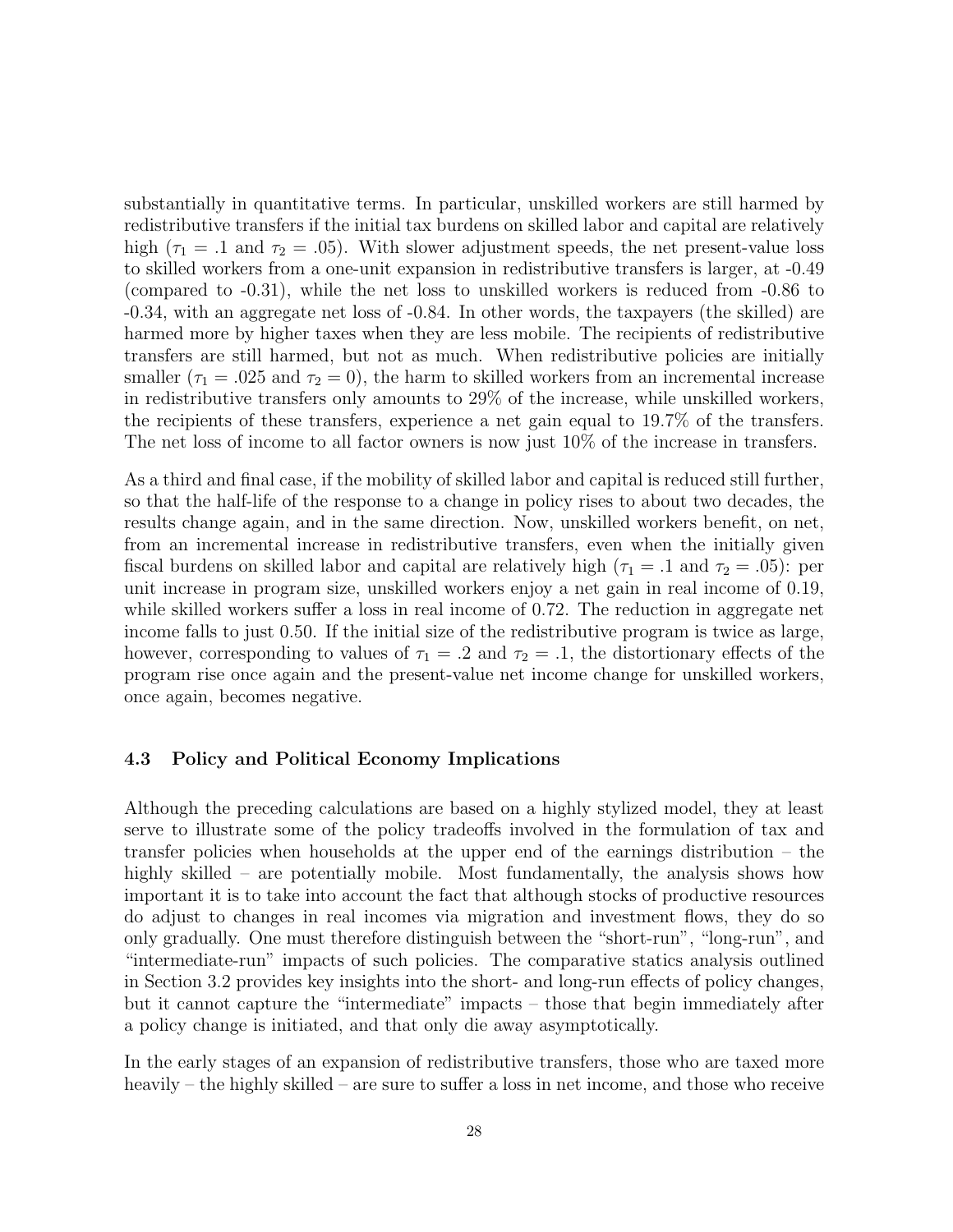substantially in quantitative terms. In particular, unskilled workers are still harmed by redistributive transfers if the initial tax burdens on skilled labor and capital are relatively high ($\tau_1 = .1$ and $\tau_2 = .05$). With slower adjustment speeds, the net present-value loss to skilled workers from a one-unit expansion in redistributive transfers is larger, at -0.49 (compared to -0.31), while the net loss to unskilled workers is reduced from -0.86 to -0.34, with an aggregate net loss of -0.84. In other words, the taxpayers (the skilled) are harmed more by higher taxes when they are less mobile. The recipients of redistributive transfers are still harmed, but not as much. When redistributive policies are initially smaller ($\tau_1 = .025$ and $\tau_2 = 0$), the harm to skilled workers from an incremental increase in redistributive transfers only amounts to 29% of the increase, while unskilled workers, the recipients of these transfers, experience a net gain equal to 19.7% of the transfers. The net loss of income to all factor owners is now just 10% of the increase in transfers.

As a third and final case, if the mobility of skilled labor and capital is reduced still further, so that the half-life of the response to a change in policy rises to about two decades, the results change again, and in the same direction. Now, unskilled workers benefit, on net, from an incremental increase in redistributive transfers, even when the initially given fiscal burdens on skilled labor and capital are relatively high ($\tau_1 = .1$ and $\tau_2 = .05$): per unit increase in program size, unskilled workers enjoy a net gain in real income of 0.19, while skilled workers suffer a loss in real income of 0.72. The reduction in aggregate net income falls to just 0.50. If the initial size of the redistributive program is twice as large, however, corresponding to values of $\tau_1 = .2$ and $\tau_2 = .1$, the distortionary effects of the program rise once again and the present-value net income change for unskilled workers, once again, becomes negative.

### 4.3 Policy and Political Economy Implications

Although the preceding calculations are based on a highly stylized model, they at least serve to illustrate some of the policy tradeoffs involved in the formulation of tax and transfer policies when households at the upper end of the earnings distribution – the highly skilled – are potentially mobile. Most fundamentally, the analysis shows how important it is to take into account the fact that although stocks of productive resources do adjust to changes in real incomes via migration and investment flows, they do so only gradually. One must therefore distinguish between the "short-run", "long-run", and "intermediate-run" impacts of such policies. The comparative statics analysis outlined in Section 3.2 provides key insights into the short- and long-run effects of policy changes, but it cannot capture the "intermediate" impacts – those that begin immediately after a policy change is initiated, and that only die away asymptotically.

In the early stages of an expansion of redistributive transfers, those who are taxed more heavily – the highly skilled – are sure to suffer a loss in net income, and those who receive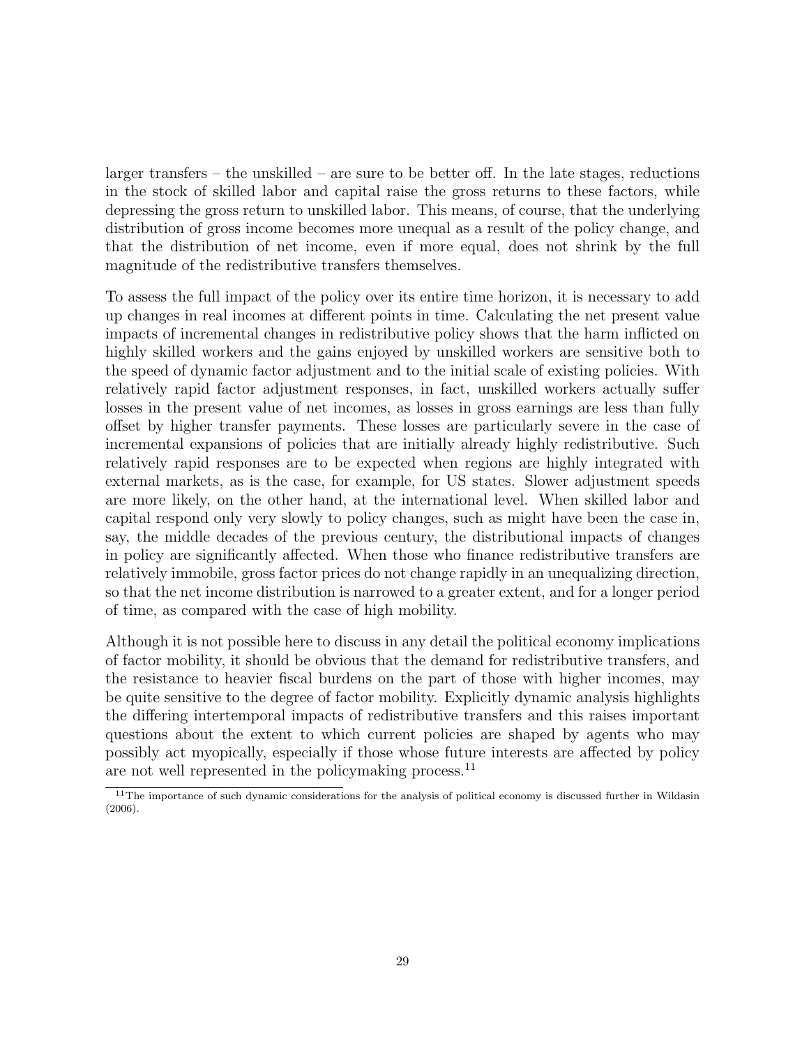larger transfers – the unskilled – are sure to be better off. In the late stages, reductions in the stock of skilled labor and capital raise the gross returns to these factors, while depressing the gross return to unskilled labor. This means, of course, that the underlying distribution of gross income becomes more unequal as a result of the policy change, and that the distribution of net income, even if more equal, does not shrink by the full magnitude of the redistributive transfers themselves.

To assess the full impact of the policy over its entire time horizon, it is necessary to add up changes in real incomes at different points in time. Calculating the net present value impacts of incremental changes in redistributive policy shows that the harm inflicted on highly skilled workers and the gains enjoyed by unskilled workers are sensitive both to the speed of dynamic factor adjustment and to the initial scale of existing policies. With relatively rapid factor adjustment responses, in fact, unskilled workers actually suffer losses in the present value of net incomes, as losses in gross earnings are less than fully offset by higher transfer payments. These losses are particularly severe in the case of incremental expansions of policies that are initially already highly redistributive. Such relatively rapid responses are to be expected when regions are highly integrated with external markets, as is the case, for example, for US states. Slower adjustment speeds are more likely, on the other hand, at the international level. When skilled labor and capital respond only very slowly to policy changes, such as might have been the case in, say, the middle decades of the previous century, the distributional impacts of changes in policy are significantly affected. When those who finance redistributive transfers are relatively immobile, gross factor prices do not change rapidly in an unequalizing direction, so that the net income distribution is narrowed to a greater extent, and for a longer period of time, as compared with the case of high mobility.

Although it is not possible here to discuss in any detail the political economy implications of factor mobility, it should be obvious that the demand for redistributive transfers, and the resistance to heavier fiscal burdens on the part of those with higher incomes, may be quite sensitive to the degree of factor mobility. Explicitly dynamic analysis highlights the differing intertemporal impacts of redistributive transfers and this raises important questions about the extent to which current policies are shaped by agents who may possibly act myopically, especially if those whose future interests are affected by policy are not well represented in the policymaking process.[11]

[11] The importance of such dynamic considerations for the analysis of political economy is discussed further in Wildasin (2006).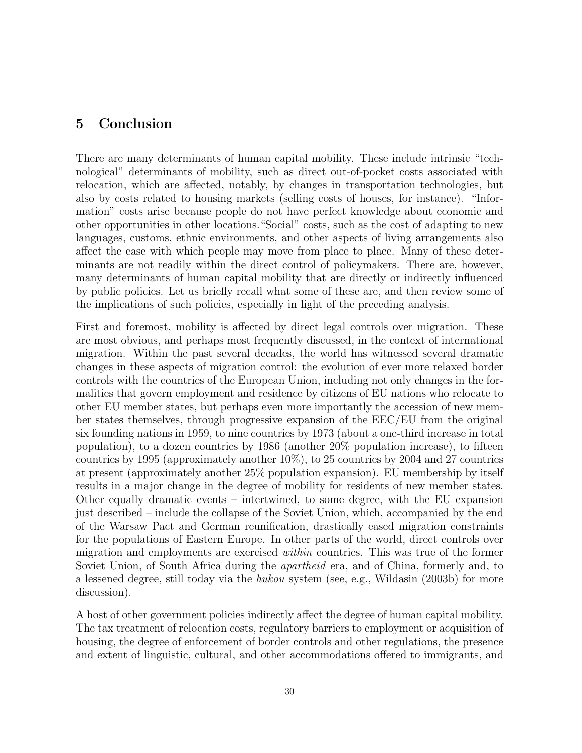## 5 Conclusion

There are many determinants of human capital mobility. These include intrinsic "technological" determinants of mobility, such as direct out-of-pocket costs associated with relocation, which are affected, notably, by changes in transportation technologies, but also by costs related to housing markets (selling costs of houses, for instance). "Information" costs arise because people do not have perfect knowledge about economic and other opportunities in other locations."Social" costs, such as the cost of adapting to new languages, customs, ethnic environments, and other aspects of living arrangements also affect the ease with which people may move from place to place. Many of these determinants are not readily within the direct control of policymakers. There are, however, many determinants of human capital mobility that are directly or indirectly influenced by public policies. Let us briefly recall what some of these are, and then review some of the implications of such policies, especially in light of the preceding analysis.

First and foremost, mobility is affected by direct legal controls over migration. These are most obvious, and perhaps most frequently discussed, in the context of international migration. Within the past several decades, the world has witnessed several dramatic changes in these aspects of migration control: the evolution of ever more relaxed border controls with the countries of the European Union, including not only changes in the formalities that govern employment and residence by citizens of EU nations who relocate to other EU member states, but perhaps even more importantly the accession of new member states themselves, through progressive expansion of the EEC/EU from the original six founding nations in 1959, to nine countries by 1973 (about a one-third increase in total population), to a dozen countries by 1986 (another 20% population increase), to fifteen countries by 1995 (approximately another 10%), to 25 countries by 2004 and 27 countries at present (approximately another 25% population expansion). EU membership by itself results in a major change in the degree of mobility for residents of new member states. Other equally dramatic events – intertwined, to some degree, with the EU expansion just described – include the collapse of the Soviet Union, which, accompanied by the end of the Warsaw Pact and German reunification, drastically eased migration constraints for the populations of Eastern Europe. In other parts of the world, direct controls over migration and employments are exercised *within* countries. This was true of the former Soviet Union, of South Africa during the *apartheid* era, and of China, formerly and, to a lessened degree, still today via the *hukou* system (see, e.g., Wildasin (2003b) for more discussion).

A host of other government policies indirectly affect the degree of human capital mobility. The tax treatment of relocation costs, regulatory barriers to employment or acquisition of housing, the degree of enforcement of border controls and other regulations, the presence and extent of linguistic, cultural, and other accommodations offered to immigrants, and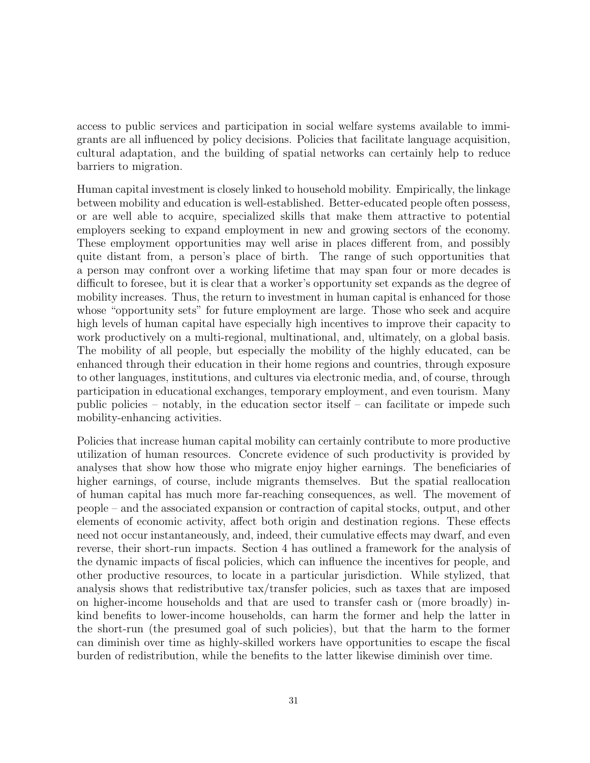access to public services and participation in social welfare systems available to immigrants are all influenced by policy decisions. Policies that facilitate language acquisition, cultural adaptation, and the building of spatial networks can certainly help to reduce barriers to migration.

Human capital investment is closely linked to household mobility. Empirically, the linkage between mobility and education is well-established. Better-educated people often possess, or are well able to acquire, specialized skills that make them attractive to potential employers seeking to expand employment in new and growing sectors of the economy. These employment opportunities may well arise in places different from, and possibly quite distant from, a person's place of birth. The range of such opportunities that a person may confront over a working lifetime that may span four or more decades is difficult to foresee, but it is clear that a worker's opportunity set expands as the degree of mobility increases. Thus, the return to investment in human capital is enhanced for those whose "opportunity sets" for future employment are large. Those who seek and acquire high levels of human capital have especially high incentives to improve their capacity to work productively on a multi-regional, multinational, and, ultimately, on a global basis. The mobility of all people, but especially the mobility of the highly educated, can be enhanced through their education in their home regions and countries, through exposure to other languages, institutions, and cultures via electronic media, and, of course, through participation in educational exchanges, temporary employment, and even tourism. Many public policies – notably, in the education sector itself – can facilitate or impede such mobility-enhancing activities.

Policies that increase human capital mobility can certainly contribute to more productive utilization of human resources. Concrete evidence of such productivity is provided by analyses that show how those who migrate enjoy higher earnings. The beneficiaries of higher earnings, of course, include migrants themselves. But the spatial reallocation of human capital has much more far-reaching consequences, as well. The movement of people – and the associated expansion or contraction of capital stocks, output, and other elements of economic activity, affect both origin and destination regions. These effects need not occur instantaneously, and, indeed, their cumulative effects may dwarf, and even reverse, their short-run impacts. Section 4 has outlined a framework for the analysis of the dynamic impacts of fiscal policies, which can influence the incentives for people, and other productive resources, to locate in a particular jurisdiction. While stylized, that analysis shows that redistributive tax/transfer policies, such as taxes that are imposed on higher-income households and that are used to transfer cash or (more broadly) in-kind benefits to lower-income households, can harm the former and help the latter in the short-run (the presumed goal of such policies), but that the harm to the former can diminish over time as highly-skilled workers have opportunities to escape the fiscal burden of redistribution, while the benefits to the latter likewise diminish over time.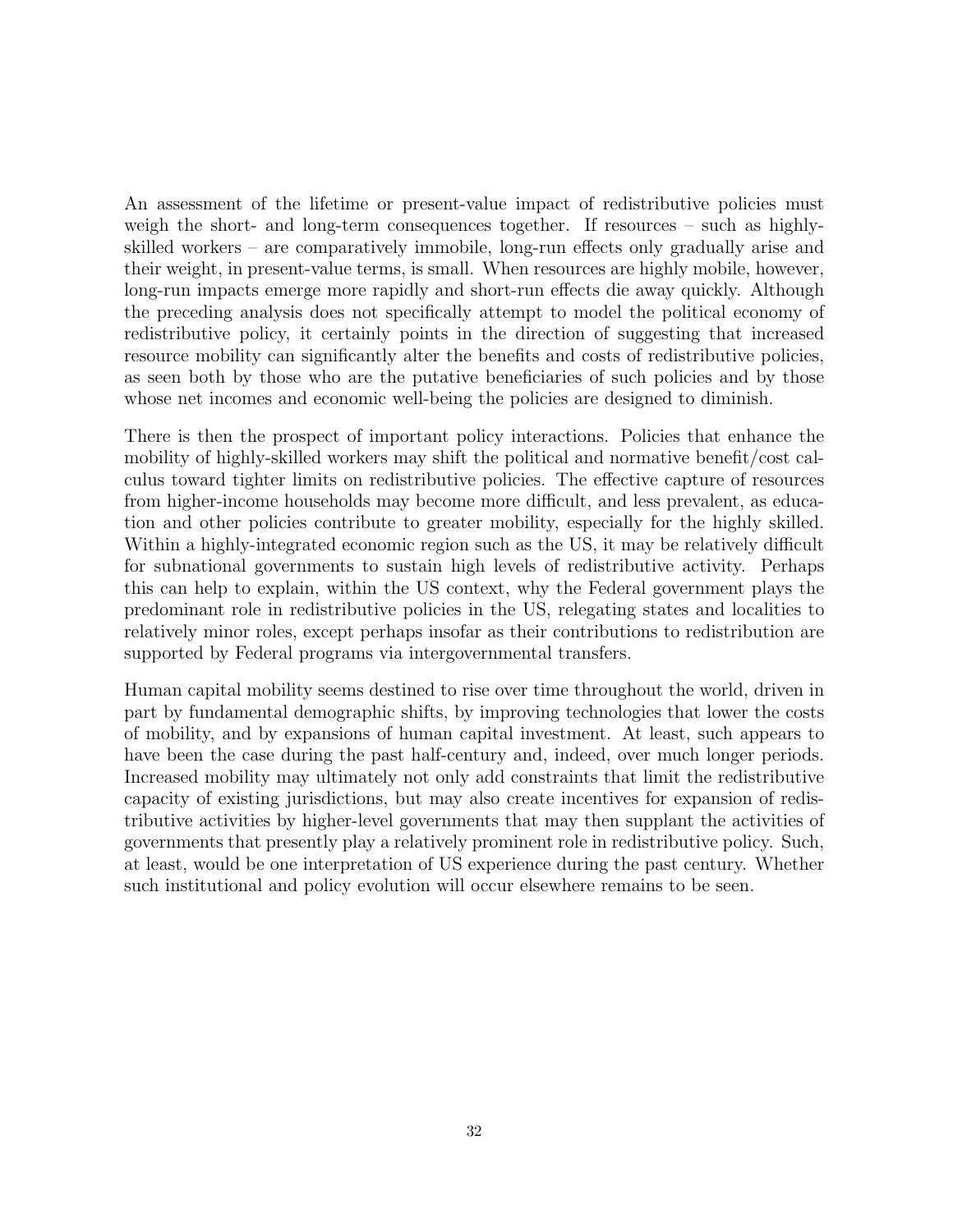An assessment of the lifetime or present-value impact of redistributive policies must weigh the short- and long-term consequences together. If resources – such as highly-skilled workers – are comparatively immobile, long-run effects only gradually arise and their weight, in present-value terms, is small. When resources are highly mobile, however, long-run impacts emerge more rapidly and short-run effects die away quickly. Although the preceding analysis does not specifically attempt to model the political economy of redistributive policy, it certainly points in the direction of suggesting that increased resource mobility can significantly alter the benefits and costs of redistributive policies, as seen both by those who are the putative beneficiaries of such policies and by those whose net incomes and economic well-being the policies are designed to diminish.

There is then the prospect of important policy interactions. Policies that enhance the mobility of highly-skilled workers may shift the political and normative benefit/cost calculus toward tighter limits on redistributive policies. The effective capture of resources from higher-income households may become more difficult, and less prevalent, as education and other policies contribute to greater mobility, especially for the highly skilled. Within a highly-integrated economic region such as the US, it may be relatively difficult for subnational governments to sustain high levels of redistributive activity. Perhaps this can help to explain, within the US context, why the Federal government plays the predominant role in redistributive policies in the US, relegating states and localities to relatively minor roles, except perhaps insofar as their contributions to redistribution are supported by Federal programs via intergovernmental transfers.

Human capital mobility seems destined to rise over time throughout the world, driven in part by fundamental demographic shifts, by improving technologies that lower the costs of mobility, and by expansions of human capital investment. At least, such appears to have been the case during the past half-century and, indeed, over much longer periods. Increased mobility may ultimately not only add constraints that limit the redistributive capacity of existing jurisdictions, but may also create incentives for expansion of redistributive activities by higher-level governments that may then supplant the activities of governments that presently play a relatively prominent role in redistributive policy. Such, at least, would be one interpretation of US experience during the past century. Whether such institutional and policy evolution will occur elsewhere remains to be seen.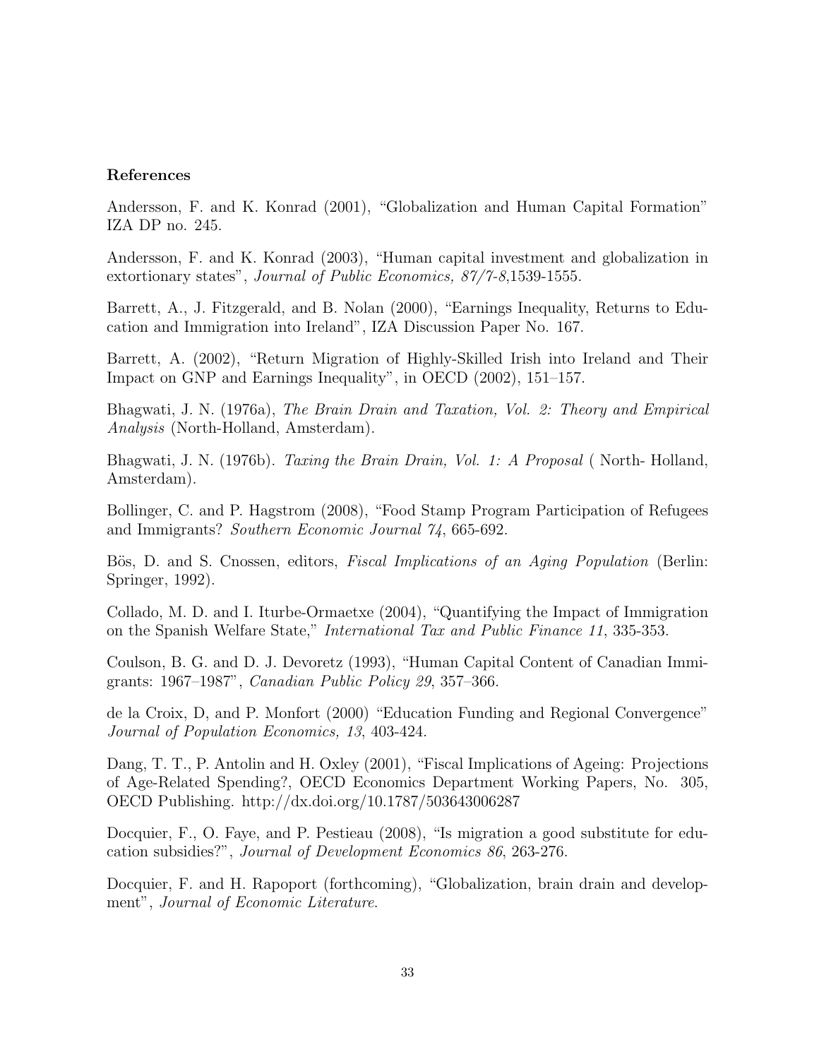**References**

Andersson, F. and K. Konrad (2001), "Globalization and Human Capital Formation" IZA DP no. 245.

Andersson, F. and K. Konrad (2003), "Human capital investment and globalization in extortionary states", *Journal of Public Economics, 87/7-8*,1539-1555.

Barrett, A., J. Fitzgerald, and B. Nolan (2000), "Earnings Inequality, Returns to Education and Immigration into Ireland", IZA Discussion Paper No. 167.

Barrett, A. (2002), "Return Migration of Highly-Skilled Irish into Ireland and Their Impact on GNP and Earnings Inequality", in OECD (2002), 151–157.

Bhagwati, J. N. (1976a), *The Brain Drain and Taxation, Vol. 2: Theory and Empirical Analysis* (North-Holland, Amsterdam).

Bhagwati, J. N. (1976b). *Taxing the Brain Drain, Vol. 1: A Proposal* ( North- Holland, Amsterdam).

Bollinger, C. and P. Hagstrom (2008), "Food Stamp Program Participation of Refugees and Immigrants? *Southern Economic Journal 74*, 665-692.

Bös, D. and S. Cnossen, editors, *Fiscal Implications of an Aging Population* (Berlin: Springer, 1992).

Collado, M. D. and I. Iturbe-Ormaetxe (2004), "Quantifying the Impact of Immigration on the Spanish Welfare State," *International Tax and Public Finance 11*, 335-353.

Coulson, B. G. and D. J. Devoretz (1993), "Human Capital Content of Canadian Immigrants: 1967–1987", *Canadian Public Policy 29*, 357–366.

de la Croix, D, and P. Monfort (2000) "Education Funding and Regional Convergence" *Journal of Population Economics, 13*, 403-424.

Dang, T. T., P. Antolin and H. Oxley (2001), "Fiscal Implications of Ageing: Projections of Age-Related Spending?, OECD Economics Department Working Papers, No. 305, OECD Publishing. http://dx.doi.org/10.1787/503643006287

Docquier, F., O. Faye, and P. Pestieau (2008), "Is migration a good substitute for education subsidies?", *Journal of Development Economics 86*, 263-276.

Docquier, F. and H. Rapoport (forthcoming), "Globalization, brain drain and development", *Journal of Economic Literature.*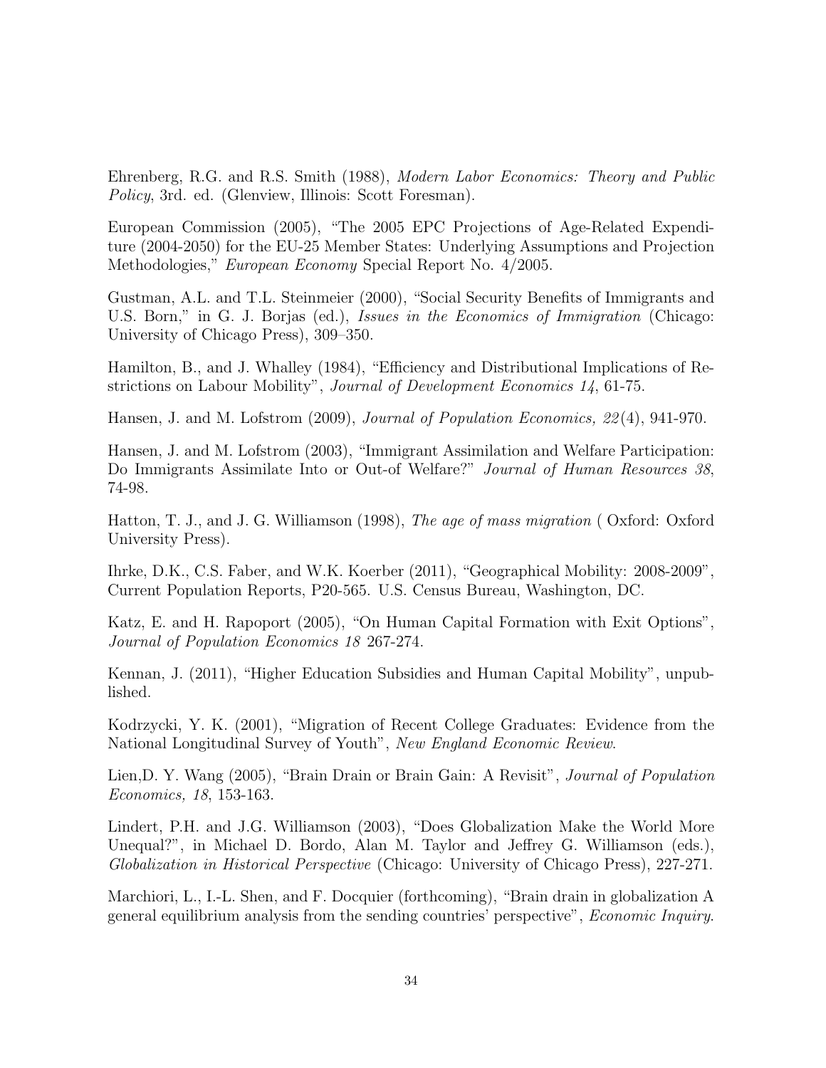Ehrenberg, R.G. and R.S. Smith (1988), *Modern Labor Economics: Theory and Public Policy*, 3rd. ed. (Glenview, Illinois: Scott Foresman).

European Commission (2005), "The 2005 EPC Projections of Age-Related Expenditure (2004-2050) for the EU-25 Member States: Underlying Assumptions and Projection Methodologies," *European Economy* Special Report No. 4/2005.

Gustman, A.L. and T.L. Steinmeier (2000), "Social Security Benefits of Immigrants and U.S. Born," in G. J. Borjas (ed.), *Issues in the Economics of Immigration* (Chicago: University of Chicago Press), 309–350.

Hamilton, B., and J. Whalley (1984), "Efficiency and Distributional Implications of Restrictions on Labour Mobility", *Journal of Development Economics 14*, 61-75.

Hansen, J. and M. Lofstrom (2009), *Journal of Population Economics, 22*(4), 941-970.

Hansen, J. and M. Lofstrom (2003), "Immigrant Assimilation and Welfare Participation: Do Immigrants Assimilate Into or Out-of Welfare?" *Journal of Human Resources 38*, 74-98.

Hatton, T. J., and J. G. Williamson (1998), *The age of mass migration* ( Oxford: Oxford University Press).

Ihrke, D.K., C.S. Faber, and W.K. Koerber (2011), "Geographical Mobility: 2008-2009", Current Population Reports, P20-565. U.S. Census Bureau, Washington, DC.

Katz, E. and H. Rapoport (2005), "On Human Capital Formation with Exit Options", *Journal of Population Economics 18* 267-274.

Kennan, J. (2011), "Higher Education Subsidies and Human Capital Mobility", unpublished.

Kodrzycki, Y. K. (2001), "Migration of Recent College Graduates: Evidence from the National Longitudinal Survey of Youth", *New England Economic Review*.

Lien,D. Y. Wang (2005), "Brain Drain or Brain Gain: A Revisit", *Journal of Population Economics, 18*, 153-163.

Lindert, P.H. and J.G. Williamson (2003), "Does Globalization Make the World More Unequal?", in Michael D. Bordo, Alan M. Taylor and Jeffrey G. Williamson (eds.), *Globalization in Historical Perspective* (Chicago: University of Chicago Press), 227-271.

Marchiori, L., I.-L. Shen, and F. Docquier (forthcoming), "Brain drain in globalization A general equilibrium analysis from the sending countries' perspective", *Economic Inquiry*.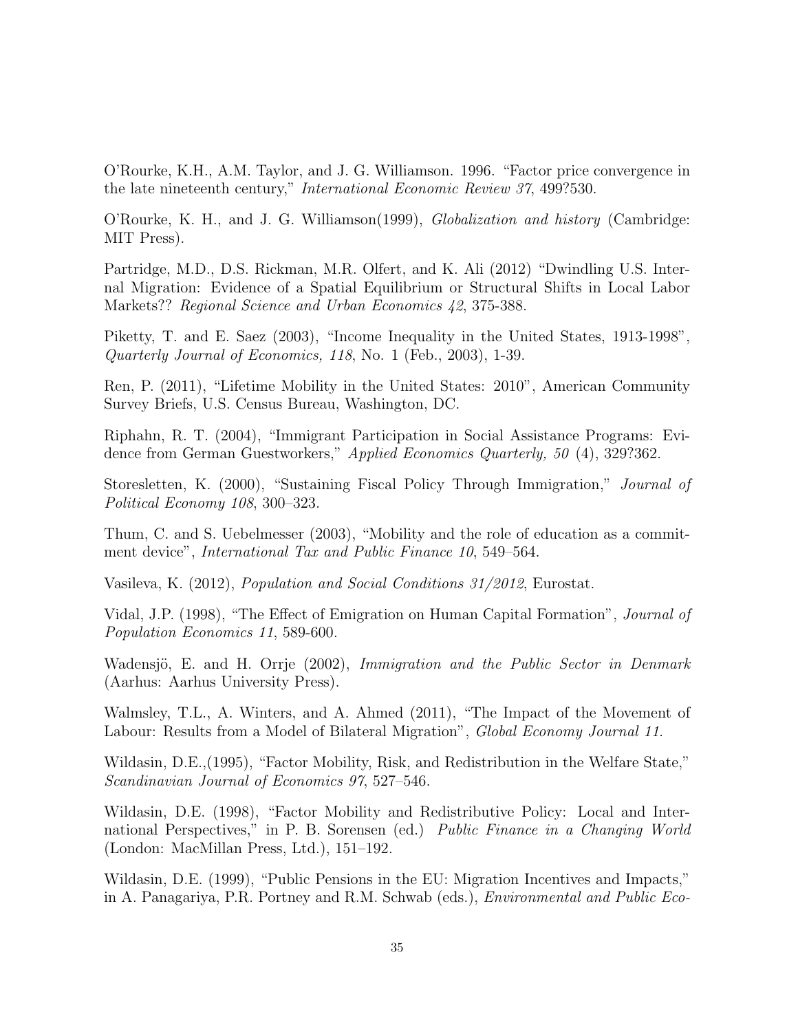O'Rourke, K.H., A.M. Taylor, and J. G. Williamson. 1996. "Factor price convergence in the late nineteenth century," *International Economic Review 37*, 499?530.

O'Rourke, K. H., and J. G. Williamson(1999), *Globalization and history* (Cambridge: MIT Press).

Partridge, M.D., D.S. Rickman, M.R. Olfert, and K. Ali (2012) "Dwindling U.S. Internal Migration: Evidence of a Spatial Equilibrium or Structural Shifts in Local Labor Markets?? *Regional Science and Urban Economics 42*, 375-388.

Piketty, T. and E. Saez (2003), "Income Inequality in the United States, 1913-1998", *Quarterly Journal of Economics, 118*, No. 1 (Feb., 2003), 1-39.

Ren, P. (2011), "Lifetime Mobility in the United States: 2010", American Community Survey Briefs, U.S. Census Bureau, Washington, DC.

Riphahn, R. T. (2004), "Immigrant Participation in Social Assistance Programs: Evidence from German Guestworkers," *Applied Economics Quarterly, 50* (4), 329?362.

Storesletten, K. (2000), "Sustaining Fiscal Policy Through Immigration," *Journal of Political Economy 108*, 300–323.

Thum, C. and S. Uebelmesser (2003), "Mobility and the role of education as a commitment device", *International Tax and Public Finance 10*, 549–564.

Vasileva, K. (2012), *Population and Social Conditions 31/2012*, Eurostat.

Vidal, J.P. (1998), "The Effect of Emigration on Human Capital Formation", *Journal of Population Economics 11*, 589-600.

Wadensjö, E. and H. Orrje (2002), *Immigration and the Public Sector in Denmark* (Aarhus: Aarhus University Press).

Walmsley, T.L., A. Winters, and A. Ahmed (2011), "The Impact of the Movement of Labour: Results from a Model of Bilateral Migration", *Global Economy Journal 11.*

Wildasin, D.E.,(1995), "Factor Mobility, Risk, and Redistribution in the Welfare State," *Scandinavian Journal of Economics 97*, 527–546.

Wildasin, D.E. (1998), "Factor Mobility and Redistributive Policy: Local and International Perspectives," in P. B. Sorensen (ed.) *Public Finance in a Changing World* (London: MacMillan Press, Ltd.), 151–192.

Wildasin, D.E. (1999), "Public Pensions in the EU: Migration Incentives and Impacts," in A. Panagariya, P.R. Portney and R.M. Schwab (eds.), *Environmental and Public Eco-*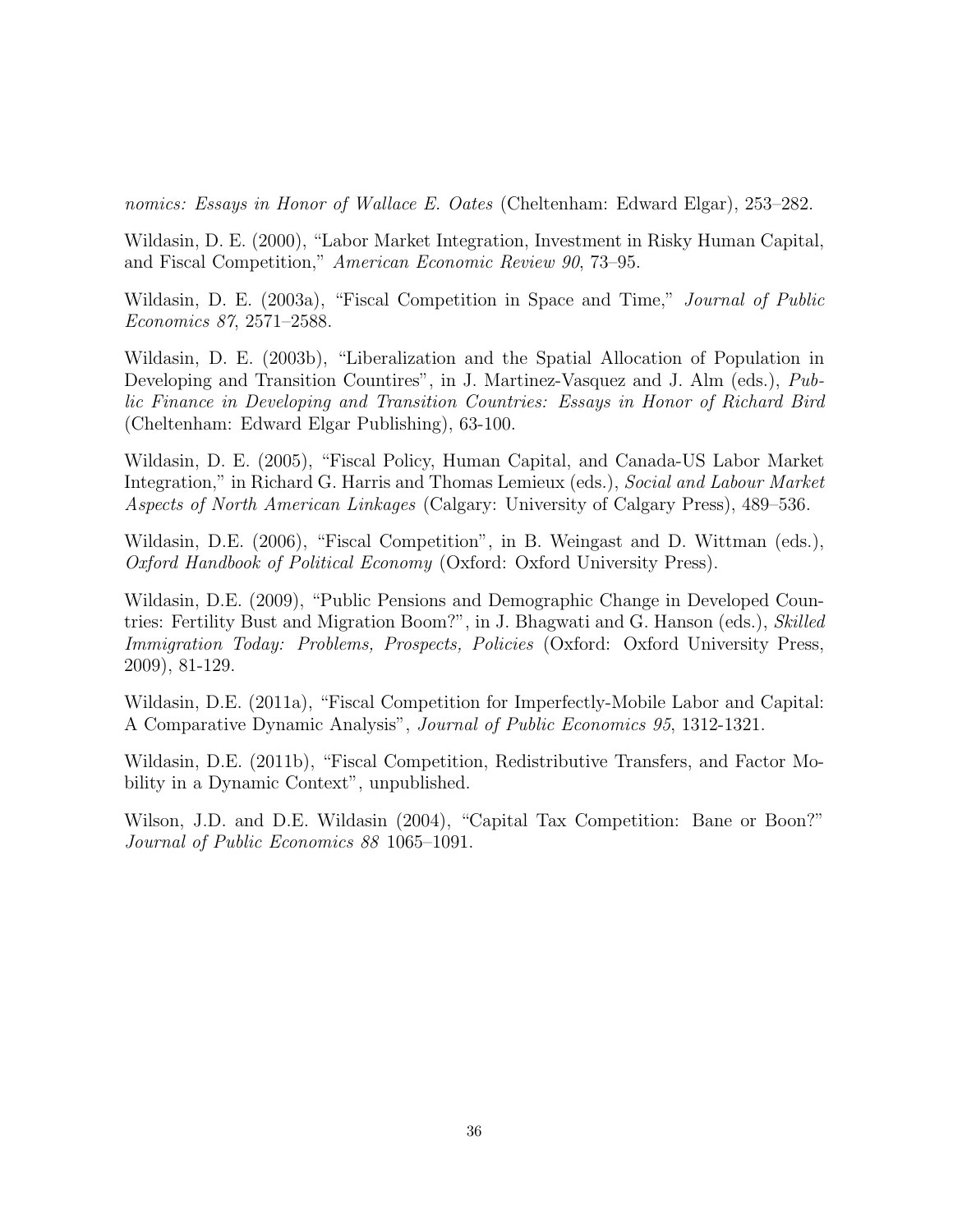*nomics: Essays in Honor of Wallace E. Oates* (Cheltenham: Edward Elgar), 253–282.

Wildasin, D. E. (2000), "Labor Market Integration, Investment in Risky Human Capital, and Fiscal Competition," *American Economic Review 90*, 73–95.

Wildasin, D. E. (2003a), "Fiscal Competition in Space and Time," *Journal of Public Economics 87*, 2571–2588.

Wildasin, D. E. (2003b), "Liberalization and the Spatial Allocation of Population in Developing and Transition Countires", in J. Martinez-Vasquez and J. Alm (eds.), *Public Finance in Developing and Transition Countries: Essays in Honor of Richard Bird* (Cheltenham: Edward Elgar Publishing), 63-100.

Wildasin, D. E. (2005), "Fiscal Policy, Human Capital, and Canada-US Labor Market Integration," in Richard G. Harris and Thomas Lemieux (eds.), *Social and Labour Market Aspects of North American Linkages* (Calgary: University of Calgary Press), 489–536.

Wildasin, D.E. (2006), "Fiscal Competition", in B. Weingast and D. Wittman (eds.), *Oxford Handbook of Political Economy* (Oxford: Oxford University Press).

Wildasin, D.E. (2009), "Public Pensions and Demographic Change in Developed Countries: Fertility Bust and Migration Boom?", in J. Bhagwati and G. Hanson (eds.), *Skilled Immigration Today: Problems, Prospects, Policies* (Oxford: Oxford University Press, 2009), 81-129.

Wildasin, D.E. (2011a), "Fiscal Competition for Imperfectly-Mobile Labor and Capital: A Comparative Dynamic Analysis", *Journal of Public Economics 95*, 1312-1321.

Wildasin, D.E. (2011b), "Fiscal Competition, Redistributive Transfers, and Factor Mobility in a Dynamic Context", unpublished.

Wilson, J.D. and D.E. Wildasin (2004), "Capital Tax Competition: Bane or Boon?" *Journal of Public Economics 88* 1065–1091.